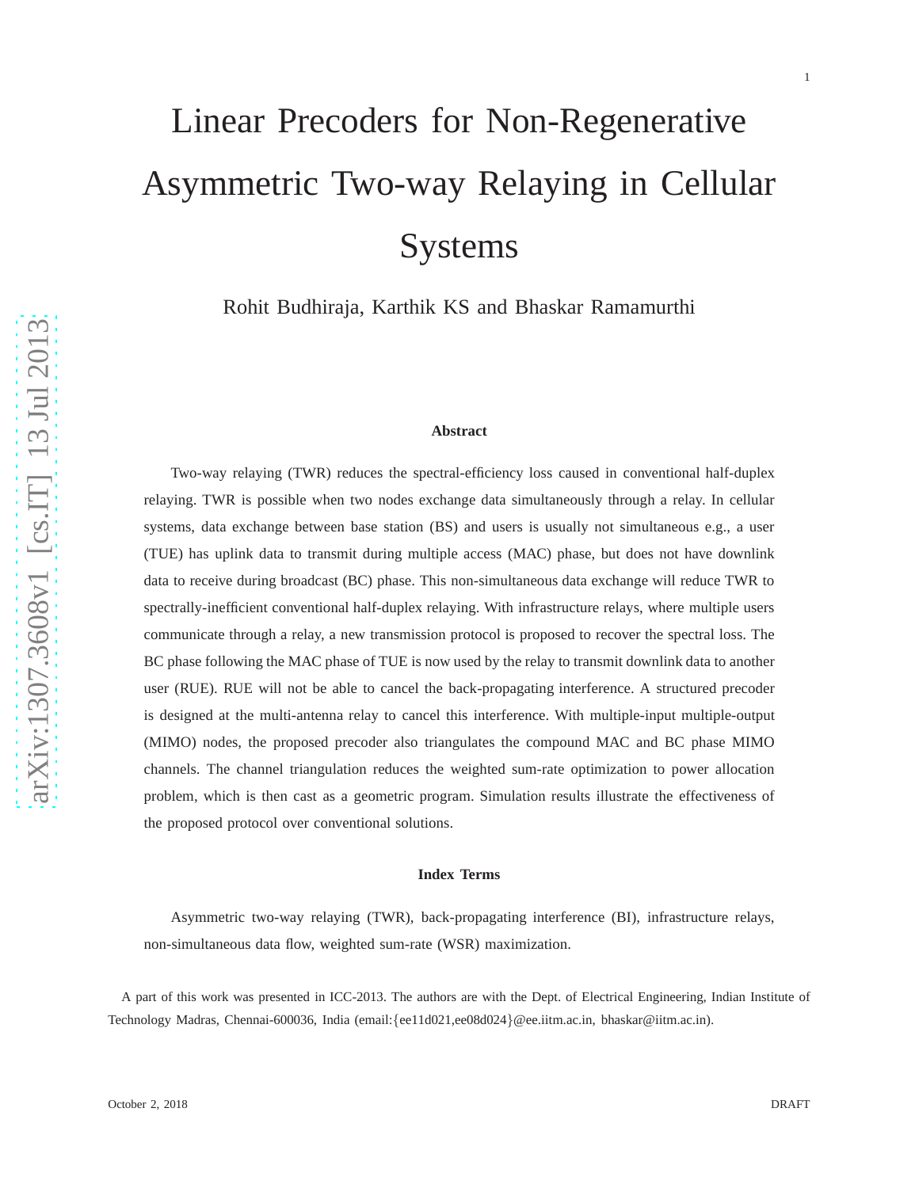# Linear Precoders for Non-Regenerative Asymmetric Two-way Relaying in Cellular Systems

Rohit Budhiraja, Karthik KS and Bhaskar Ramamurthi

## Abstract

Two-way relaying (TWR) reduces the spectral-efficiency loss caused in conventional half-duplex relaying. TWR is possible when two nodes exchange data simultaneously through a relay. In cellular systems, data exchange between base station (BS) and users is usually not simultaneous e.g., a user (TUE) has uplink data to transmit during multiple access (MAC) phase, but does not have downlink data to receive during broadcast (BC) phase. This non-simultaneous data exchange will reduce TWR to spectrally-inefficient conventional half-duplex relaying. With infrastructure relays, where multiple users communicate through a relay, a new transmission protocol is proposed to recover the spectral loss. The BC phase following the MAC phase of TUE is now used by the relay to transmit downlink data to another user (RUE). RUE will not be able to cancel the back-propagating interference. A structured precoder is designed at the multi-antenna relay to cancel this interference. With multiple-input multiple-output (MIMO) nodes, the proposed precoder also triangulates the compound MAC and BC phase MIMO channels. The channel triangulation reduces the weighted sum-rate optimization to power allocation problem, which is then cast as a geometric program. Simulation results illustrate the effectiveness of the proposed protocol over conventional solutions.

## Index Terms

Asymmetric two-way relaying (TWR), back-propagating interference (BI), infrastructure relays, non-simultaneous data flow, weighted sum-rate (WSR) maximization.

A part of this work was presented in ICC-2013. The authors are with the Dept. of Electrical Engineering, Indian Institute of Technology Madras, Chennai-600036, India (email:{ee11d021,ee08d024}@ee.iitm.ac.in, bhaskar@iitm.ac.in).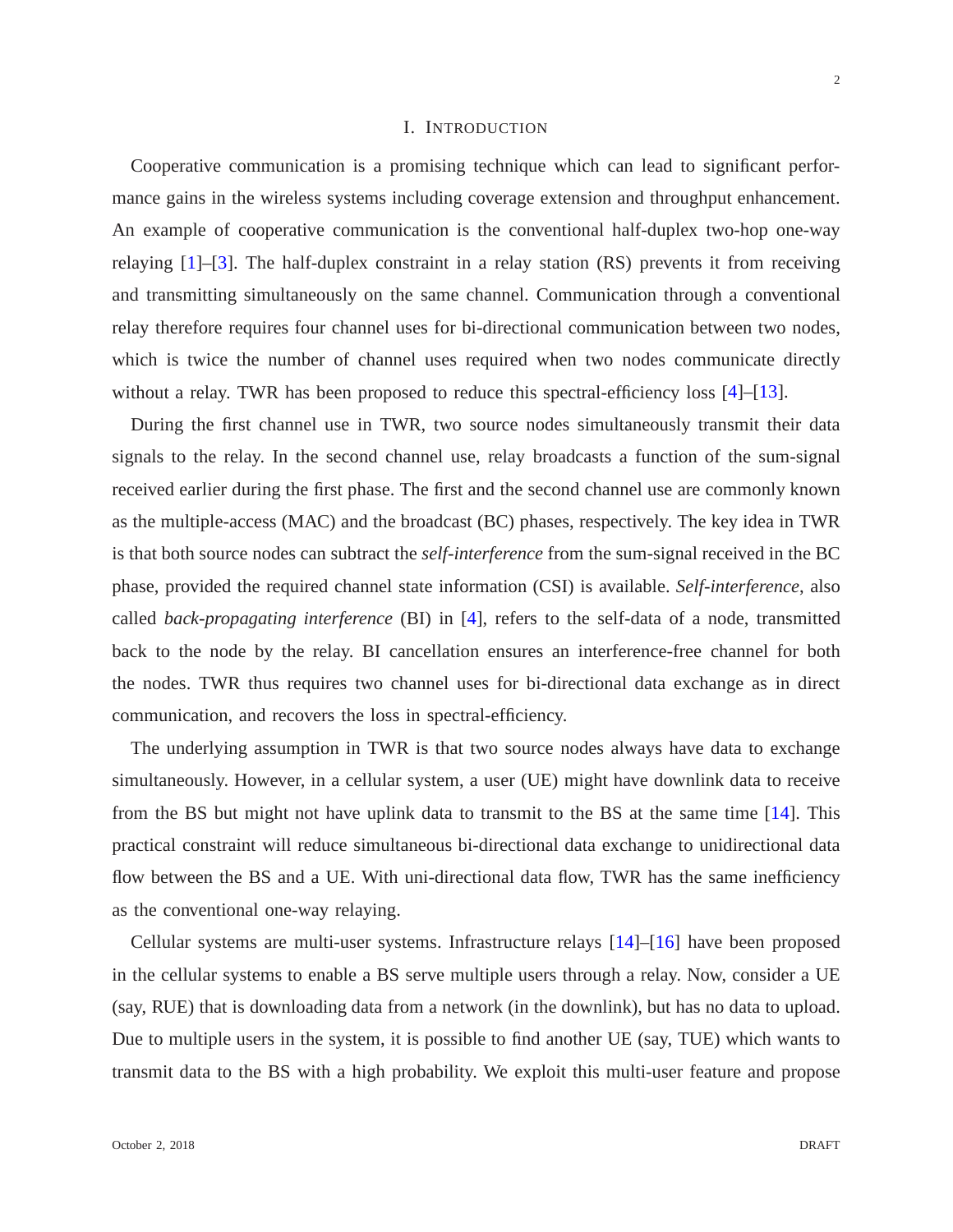# I. Introduction

Cooperative communication is a promising technique which can lead to significant performance gains in the wireless systems including coverage extension and throughput enhancement. An example of cooperative communication is the conventional half-duplex two-hop one-way relaying [1]–[3]. The half-duplex constraint in a relay station (RS) prevents it from receiving and transmitting simultaneously on the same channel. Communication through a conventional relay therefore requires four channel uses for bi-directional communication between two nodes, which is twice the number of channel uses required when two nodes communicate directly without a relay. TWR has been proposed to reduce this spectral-efficiency loss [4]–[13].

During the first channel use in TWR, two source nodes simultaneously transmit their data signals to the relay. In the second channel use, relay broadcasts a function of the sum-signal received earlier during the first phase. The first and the second channel use are commonly known as the multiple-access (MAC) and the broadcast (BC) phases, respectively. The key idea in TWR is that both source nodes can subtract the *self-interference* from the sum-signal received in the BC phase, provided the required channel state information (CSI) is available. *Self-interference*, also called *back-propagating interference* (BI) in [4], refers to the self-data of a node, transmitted back to the node by the relay. BI cancellation ensures an interference-free channel for both the nodes. TWR thus requires two channel uses for bi-directional data exchange as in direct communication, and recovers the loss in spectral-efficiency.

The underlying assumption in TWR is that two source nodes always have data to exchange simultaneously. However, in a cellular system, a user (UE) might have downlink data to receive from the BS but might not have uplink data to transmit to the BS at the same time [14]. This practical constraint will reduce simultaneous bi-directional data exchange to unidirectional data flow between the BS and a UE. With uni-directional data flow, TWR has the same inefficiency as the conventional one-way relaying.

Cellular systems are multi-user systems. Infrastructure relays [14]–[16] have been proposed in the cellular systems to enable a BS serve multiple users through a relay. Now, consider a UE (say, RUE) that is downloading data from a network (in the downlink), but has no data to upload. Due to multiple users in the system, it is possible to find another UE (say, TUE) which wants to transmit data to the BS with a high probability. We exploit this multi-user feature and propose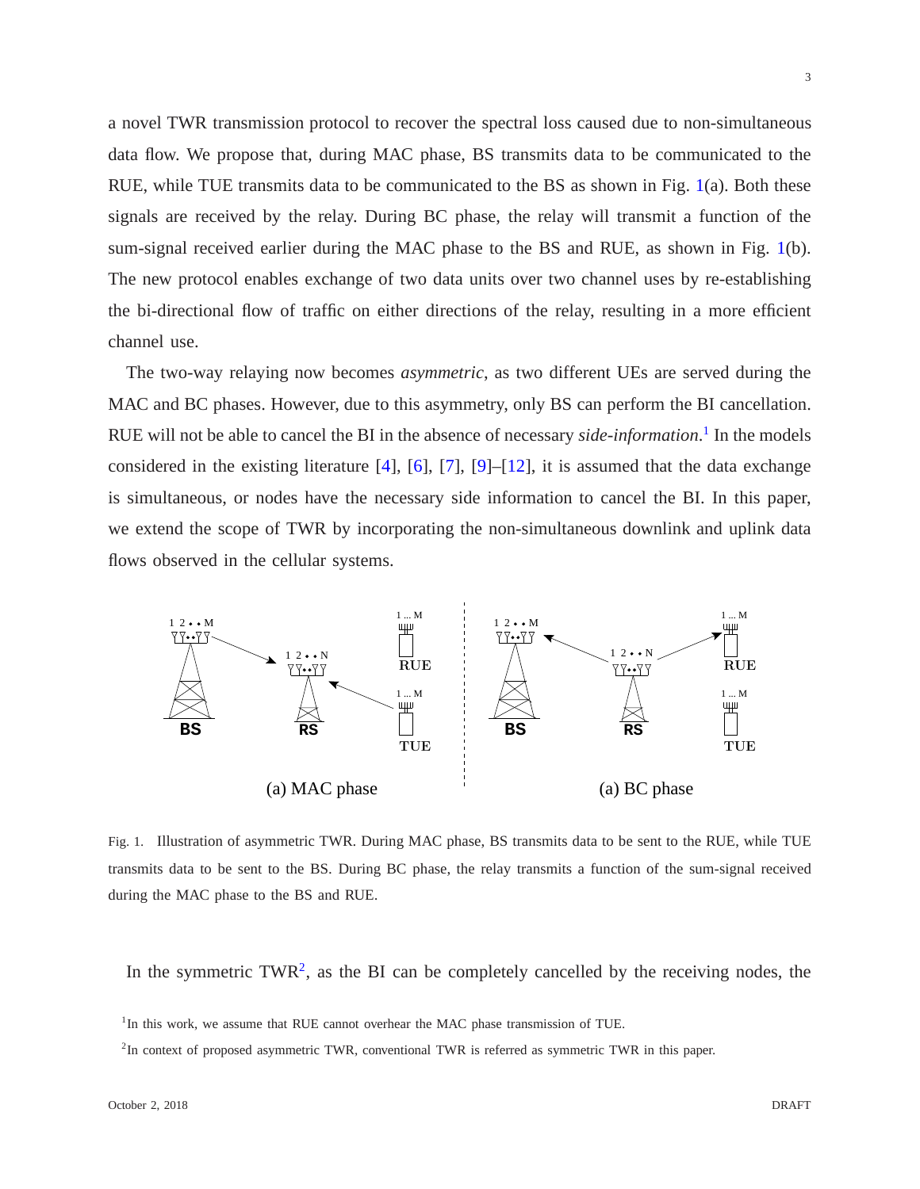a novel TWR transmission protocol to recover the spectral loss caused due to non-simultaneous data flow. We propose that, during MAC phase, BS transmits data to be communicated to the RUE, while TUE transmits data to be communicated to the BS as shown in Fig. 1(a). Both these signals are received by the relay. During BC phase, the relay will transmit a function of the sum-signal received earlier during the MAC phase to the BS and RUE, as shown in Fig. 1(b). The new protocol enables exchange of two data units over two channel uses by re-establishing the bi-directional flow of traffic on either directions of the relay, resulting in a more efficient channel use.

The two-way relaying now becomes *asymmetric*, as two different UEs are served during the MAC and BC phases. However, due to this asymmetry, only BS can perform the BI cancellation. RUE will not be able to cancel the BI in the absence of necessary *side-information*.[1] In the models considered in the existing literature [4], [6], [7], [9]–[12], it is assumed that the data exchange is simultaneous, or nodes have the necessary side information to cancel the BI. In this paper, we extend the scope of TWR by incorporating the non-simultaneous downlink and uplink data flows observed in the cellular systems.

Fig. 1. Illustration of asymmetric TWR. During MAC phase, BS transmits data to be sent to the RUE, while TUE transmits data to be sent to the BS. During BC phase, the relay transmits a function of the sum-signal received during the MAC phase to the BS and RUE.

In the symmetric TWR[2], as the BI can be completely cancelled by the receiving nodes, the

[1] In this work, we assume that RUE cannot overhear the MAC phase transmission of TUE.

[2] In context of proposed asymmetric TWR, conventional TWR is referred as symmetric TWR in this paper.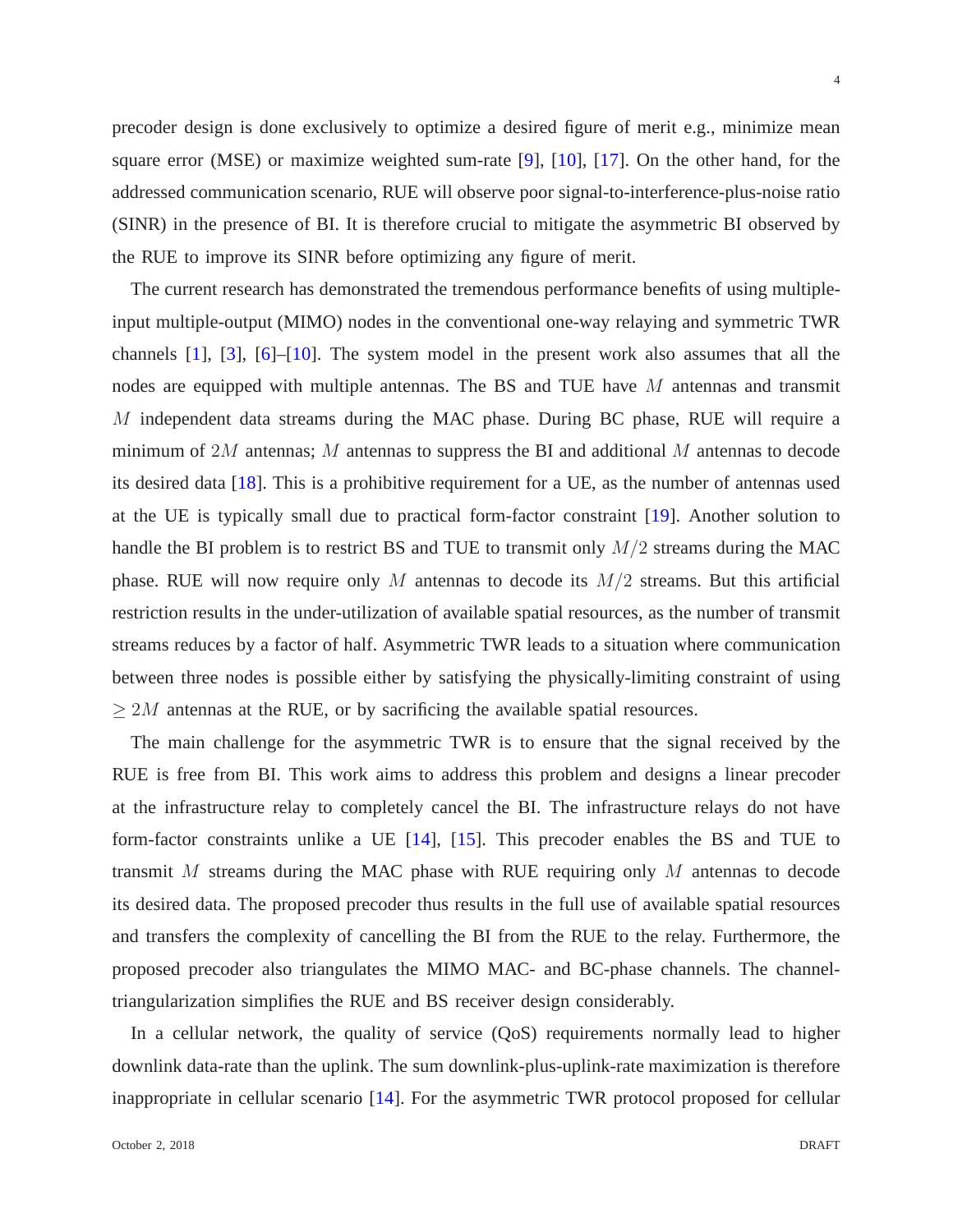precoder design is done exclusively to optimize a desired figure of merit e.g., minimize mean square error (MSE) or maximize weighted sum-rate [9], [10], [17]. On the other hand, for the addressed communication scenario, RUE will observe poor signal-to-interference-plus-noise ratio (SINR) in the presence of BI. It is therefore crucial to mitigate the asymmetric BI observed by the RUE to improve its SINR before optimizing any figure of merit.

The current research has demonstrated the tremendous performance benefits of using multiple-input multiple-output (MIMO) nodes in the conventional one-way relaying and symmetric TWR channels [1], [3], [6]–[10]. The system model in the present work also assumes that all the nodes are equipped with multiple antennas. The BS and TUE have $M$ antennas and transmit $M$ independent data streams during the MAC phase. During BC phase, RUE will require a minimum of $2M$ antennas; $M$ antennas to suppress the BI and additional $M$ antennas to decode its desired data [18]. This is a prohibitive requirement for a UE, as the number of antennas used at the UE is typically small due to practical form-factor constraint [19]. Another solution to handle the BI problem is to restrict BS and TUE to transmit only $M/2$ streams during the MAC phase. RUE will now require only $M$ antennas to decode its $M/2$ streams. But this artificial restriction results in the under-utilization of available spatial resources, as the number of transmit streams reduces by a factor of half. Asymmetric TWR leads to a situation where communication between three nodes is possible either by satisfying the physically-limiting constraint of using $\geq 2M$ antennas at the RUE, or by sacrificing the available spatial resources.

The main challenge for the asymmetric TWR is to ensure that the signal received by the RUE is free from BI. This work aims to address this problem and designs a linear precoder at the infrastructure relay to completely cancel the BI. The infrastructure relays do not have form-factor constraints unlike a UE [14], [15]. This precoder enables the BS and TUE to transmit $M$ streams during the MAC phase with RUE requiring only $M$ antennas to decode its desired data. The proposed precoder thus results in the full use of available spatial resources and transfers the complexity of cancelling the BI from the RUE to the relay. Furthermore, the proposed precoder also triangulates the MIMO MAC- and BC-phase channels. The channel-triangularization simplifies the RUE and BS receiver design considerably.

In a cellular network, the quality of service (QoS) requirements normally lead to higher downlink data-rate than the uplink. The sum downlink-plus-uplink-rate maximization is therefore inappropriate in cellular scenario [14]. For the asymmetric TWR protocol proposed for cellular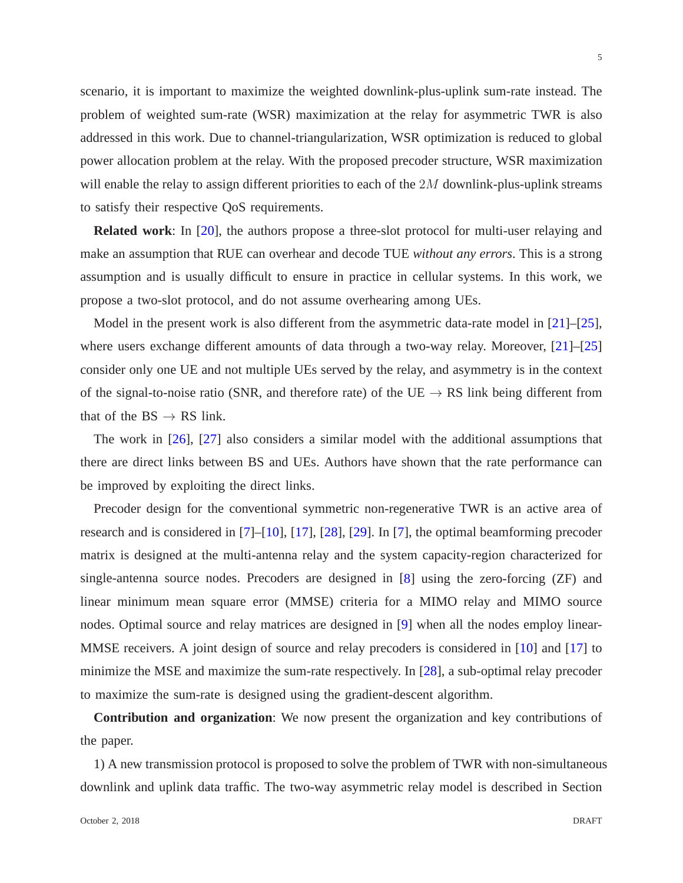scenario, it is important to maximize the weighted downlink-plus-uplink sum-rate instead. The problem of weighted sum-rate (WSR) maximization at the relay for asymmetric TWR is also addressed in this work. Due to channel-triangularization, WSR optimization is reduced to global power allocation problem at the relay. With the proposed precoder structure, WSR maximization will enable the relay to assign different priorities to each of the $2M$ downlink-plus-uplink streams to satisfy their respective QoS requirements.

**Related work**: In [20], the authors propose a three-slot protocol for multi-user relaying and make an assumption that RUE can overhear and decode TUE *without any errors*. This is a strong assumption and is usually difficult to ensure in practice in cellular systems. In this work, we propose a two-slot protocol, and do not assume overhearing among UEs.

Model in the present work is also different from the asymmetric data-rate model in [21]–[25], where users exchange different amounts of data through a two-way relay. Moreover, [21]–[25] consider only one UE and not multiple UEs served by the relay, and asymmetry is in the context of the signal-to-noise ratio (SNR, and therefore rate) of the UE $\rightarrow$ RS link being different from that of the BS $\rightarrow$ RS link.

The work in [26], [27] also considers a similar model with the additional assumptions that there are direct links between BS and UEs. Authors have shown that the rate performance can be improved by exploiting the direct links.

Precoder design for the conventional symmetric non-regenerative TWR is an active area of research and is considered in [7]–[10], [17], [28], [29]. In [7], the optimal beamforming precoder matrix is designed at the multi-antenna relay and the system capacity-region characterized for single-antenna source nodes. Precoders are designed in [8] using the zero-forcing (ZF) and linear minimum mean square error (MMSE) criteria for a MIMO relay and MIMO source nodes. Optimal source and relay matrices are designed in [9] when all the nodes employ linear-MMSE receivers. A joint design of source and relay precoders is considered in [10] and [17] to minimize the MSE and maximize the sum-rate respectively. In [28], a sub-optimal relay precoder to maximize the sum-rate is designed using the gradient-descent algorithm.

**Contribution and organization**: We now present the organization and key contributions of the paper.

1) A new transmission protocol is proposed to solve the problem of TWR with non-simultaneous downlink and uplink data traffic. The two-way asymmetric relay model is described in Section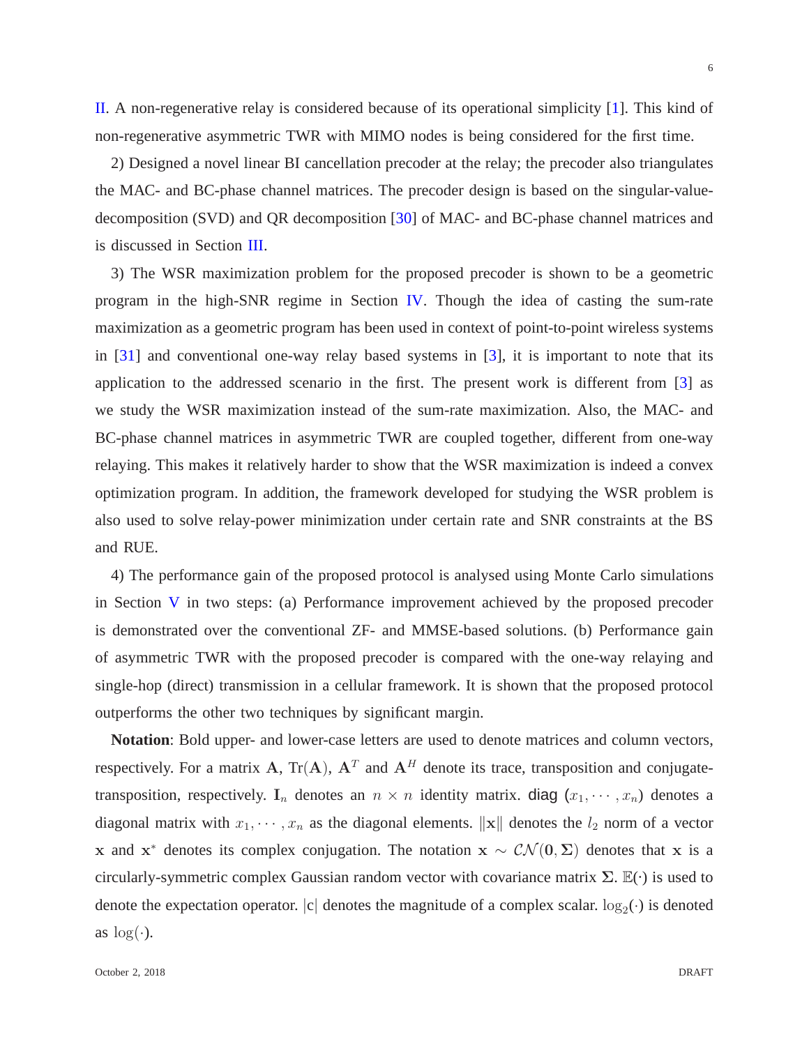II. A non-regenerative relay is considered because of its operational simplicity [1]. This kind of non-regenerative asymmetric TWR with MIMO nodes is being considered for the first time.

2) Designed a novel linear BI cancellation precoder at the relay; the precoder also triangulates the MAC- and BC-phase channel matrices. The precoder design is based on the singular-value-decomposition (SVD) and QR decomposition [30] of MAC- and BC-phase channel matrices and is discussed in Section III.

3) The WSR maximization problem for the proposed precoder is shown to be a geometric program in the high-SNR regime in Section IV. Though the idea of casting the sum-rate maximization as a geometric program has been used in context of point-to-point wireless systems in [31] and conventional one-way relay based systems in [3], it is important to note that its application to the addressed scenario in the first. The present work is different from [3] as we study the WSR maximization instead of the sum-rate maximization. Also, the MAC- and BC-phase channel matrices in asymmetric TWR are coupled together, different from one-way relaying. This makes it relatively harder to show that the WSR maximization is indeed a convex optimization program. In addition, the framework developed for studying the WSR problem is also used to solve relay-power minimization under certain rate and SNR constraints at the BS and RUE.

4) The performance gain of the proposed protocol is analysed using Monte Carlo simulations in Section V in two steps: (a) Performance improvement achieved by the proposed precoder is demonstrated over the conventional ZF- and MMSE-based solutions. (b) Performance gain of asymmetric TWR with the proposed precoder is compared with the one-way relaying and single-hop (direct) transmission in a cellular framework. It is shown that the proposed protocol outperforms the other two techniques by significant margin.

**Notation**: Bold upper- and lower-case letters are used to denote matrices and column vectors, respectively. For a matrix $\mathbf{A}$, $\text{Tr}(\mathbf{A})$, $\mathbf{A}^T$ and $\mathbf{A}^H$ denote its trace, transposition and conjugate-transposition, respectively. $\mathbf{I}_n$ denotes an $n \times n$ identity matrix. diag $(x_1, \cdots, x_n)$ denotes a diagonal matrix with $x_1, \cdots, x_n$ as the diagonal elements. $\|\mathbf{x}\|$ denotes the $l_2$ norm of a vector $\mathbf{x}$ and $\mathbf{x}^*$ denotes its complex conjugation. The notation $\mathbf{x} \sim \mathcal{CN}(\mathbf{0}, \mathbf{\Sigma})$ denotes that $\mathbf{x}$ is a circularly-symmetric complex Gaussian random vector with covariance matrix $\mathbf{\Sigma}$. $\mathbb{E}(\cdot)$ is used to denote the expectation operator. $|\mathrm{c}|$ denotes the magnitude of a complex scalar. $\log_2(\cdot)$ is denoted as $\log(\cdot)$.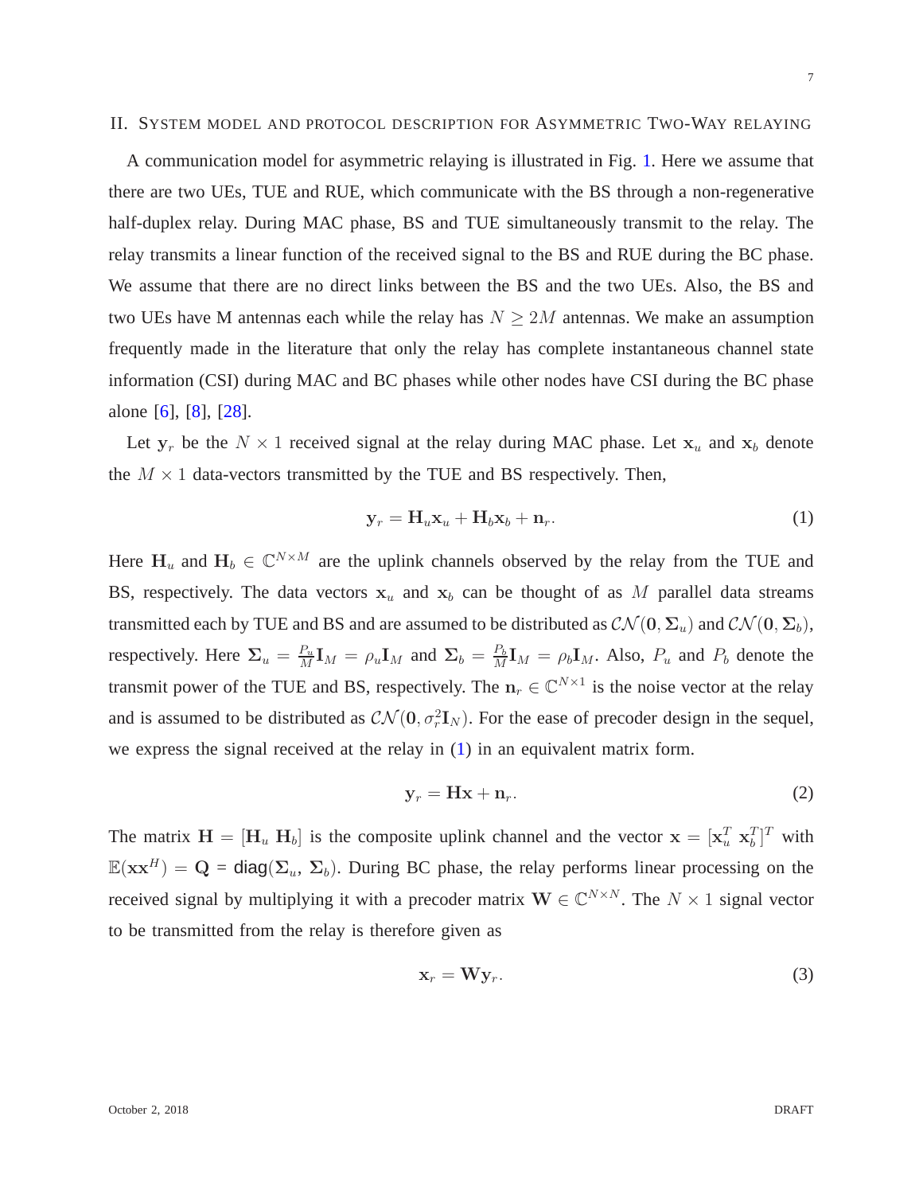## II. System model and protocol description for Asymmetric Two-Way relaying

A communication model for asymmetric relaying is illustrated in Fig. 1. Here we assume that there are two UEs, TUE and RUE, which communicate with the BS through a non-regenerative half-duplex relay. During MAC phase, BS and TUE simultaneously transmit to the relay. The relay transmits a linear function of the received signal to the BS and RUE during the BC phase. We assume that there are no direct links between the BS and the two UEs. Also, the BS and two UEs have M antennas each while the relay has $N \geq 2M$ antennas. We make an assumption frequently made in the literature that only the relay has complete instantaneous channel state information (CSI) during MAC and BC phases while other nodes have CSI during the BC phase alone [6], [8], [28].

Let $\mathbf{y}_r$ be the $N \times 1$ received signal at the relay during MAC phase. Let $\mathbf{x}_u$ and $\mathbf{x}_b$ denote the $M \times 1$ data-vectors transmitted by the TUE and BS respectively. Then,

$$\mathbf{y}_r = \mathbf{H}_u \mathbf{x}_u + \mathbf{H}_b \mathbf{x}_b + \mathbf{n}_r. \tag{1}$$

Here $\mathbf{H}_u$ and $\mathbf{H}_b \in \mathbb{C}^{N \times M}$ are the uplink channels observed by the relay from the TUE and BS, respectively. The data vectors $\mathbf{x}_u$ and $\mathbf{x}_b$ can be thought of as $M$ parallel data streams transmitted each by TUE and BS and are assumed to be distributed as $\mathcal{CN}(\mathbf{0}, \boldsymbol{\Sigma}_u)$ and $\mathcal{CN}(\mathbf{0}, \boldsymbol{\Sigma}_b)$, respectively. Here $\boldsymbol{\Sigma}_u = \frac{P_u}{M}\mathbf{I}_M = \rho_u \mathbf{I}_M$ and $\boldsymbol{\Sigma}_b = \frac{P_b}{M}\mathbf{I}_M = \rho_b \mathbf{I}_M$. Also, $P_u$ and $P_b$ denote the transmit power of the TUE and BS, respectively. The $\mathbf{n}_r \in \mathbb{C}^{N \times 1}$ is the noise vector at the relay and is assumed to be distributed as $\mathcal{CN}(\mathbf{0}, \sigma_r^2 \mathbf{I}_N)$. For the ease of precoder design in the sequel, we express the signal received at the relay in (1) in an equivalent matrix form.

$$\mathbf{y}_r = \mathbf{H}\mathbf{x} + \mathbf{n}_r. \tag{2}$$

The matrix $\mathbf{H} = [\mathbf{H}_u \ \mathbf{H}_b]$ is the composite uplink channel and the vector $\mathbf{x} = [\mathbf{x}_u^T \ \mathbf{x}_b^T]^T$ with $\mathbb{E}(\mathbf{x}\mathbf{x}^H) = \mathbf{Q} = \mathsf{diag}(\boldsymbol{\Sigma}_u, \boldsymbol{\Sigma}_b)$. During BC phase, the relay performs linear processing on the received signal by multiplying it with a precoder matrix $\mathbf{W} \in \mathbb{C}^{N \times N}$. The $N \times 1$ signal vector to be transmitted from the relay is therefore given as

$$\mathbf{x}_r = \mathbf{W}\mathbf{y}_r. \tag{3}$$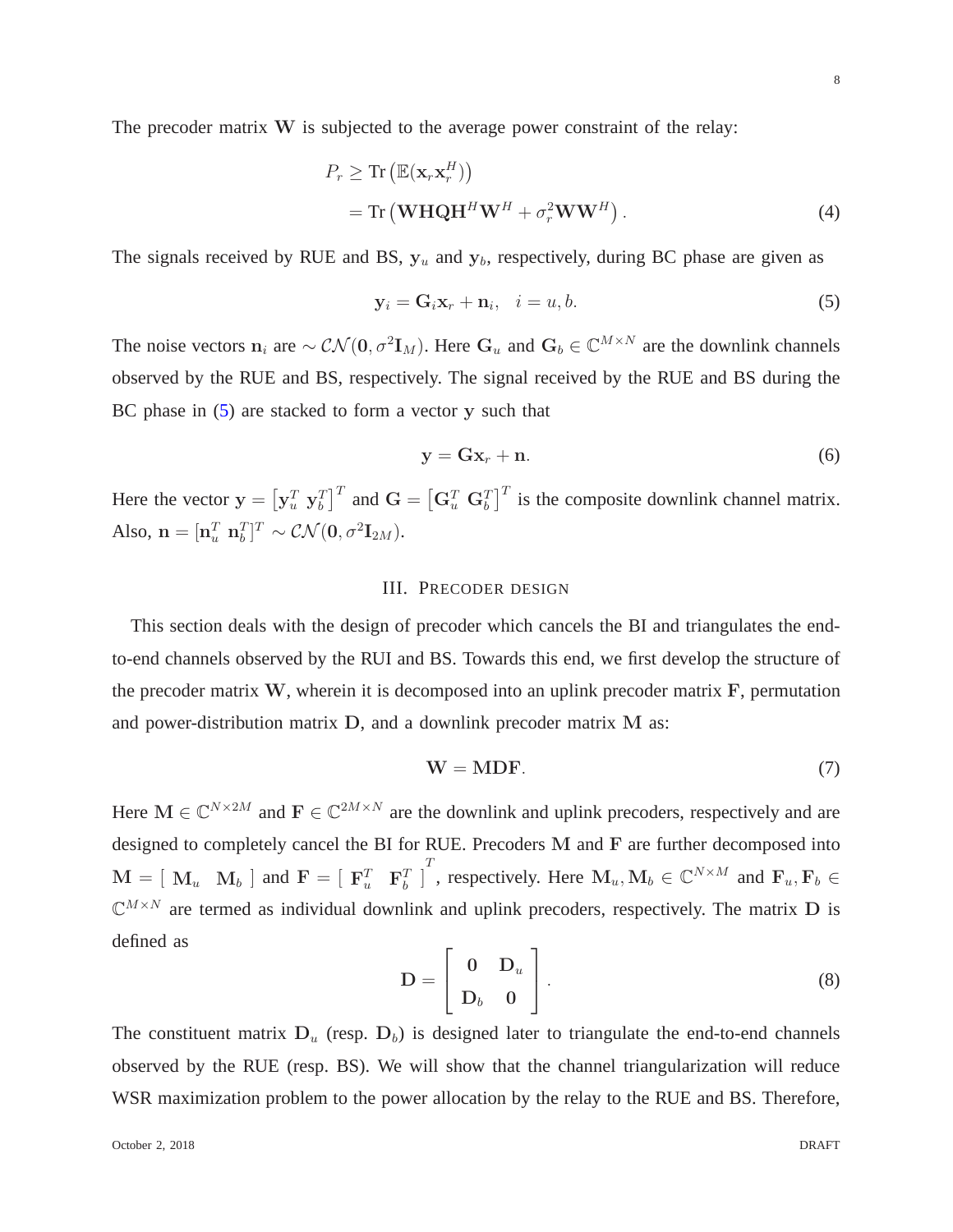The precoder matrix $\mathbf{W}$ is subjected to the average power constraint of the relay:

$$
\begin{aligned}
P_r &\geq \mathrm{Tr}\left(\mathbb{E}(\mathbf{x}_r\mathbf{x}_r^H)\right) \\
&= \mathrm{Tr}\left(\mathbf{W}\mathbf{H}\mathbf{Q}\mathbf{H}^H\mathbf{W}^H + \sigma_r^2\mathbf{W}\mathbf{W}^H\right).
\end{aligned}
\tag{4}
$$

The signals received by RUE and BS, $\mathbf{y}_u$ and $\mathbf{y}_b$, respectively, during BC phase are given as

$$
\mathbf{y}_i = \mathbf{G}_i\mathbf{x}_r + \mathbf{n}_i, \quad i = u, b. \tag{5}
$$

The noise vectors $\mathbf{n}_i$ are $\sim \mathcal{CN}(\mathbf{0}, \sigma^2\mathbf{I}_M)$. Here $\mathbf{G}_u$ and $\mathbf{G}_b \in \mathbb{C}^{M\times N}$ are the downlink channels observed by the RUE and BS, respectively. The signal received by the RUE and BS during the BC phase in (5) are stacked to form a vector $\mathbf{y}$ such that

$$
\mathbf{y} = \mathbf{G}\mathbf{x}_r + \mathbf{n}. \tag{6}
$$

Here the vector $\mathbf{y} = \left[\mathbf{y}_u^T \ \mathbf{y}_b^T\right]^T$ and $\mathbf{G} = \left[\mathbf{G}_u^T \ \mathbf{G}_b^T\right]^T$ is the composite downlink channel matrix. Also, $\mathbf{n} = [\mathbf{n}_u^T \ \mathbf{n}_b^T]^T \sim \mathcal{CN}(\mathbf{0}, \sigma^2\mathbf{I}_{2M})$.

## III. Precoder design

This section deals with the design of precoder which cancels the BI and triangulates the end-to-end channels observed by the RUI and BS. Towards this end, we first develop the structure of the precoder matrix $\mathbf{W}$, wherein it is decomposed into an uplink precoder matrix $\mathbf{F}$, permutation and power-distribution matrix $\mathbf{D}$, and a downlink precoder matrix $\mathbf{M}$ as:

$$
\mathbf{W} = \mathbf{M}\mathbf{D}\mathbf{F}. \tag{7}
$$

Here $\mathbf{M} \in \mathbb{C}^{N\times 2M}$ and $\mathbf{F} \in \mathbb{C}^{2M\times N}$ are the downlink and uplink precoders, respectively and are designed to completely cancel the BI for RUE. Precoders $\mathbf{M}$ and $\mathbf{F}$ are further decomposed into $\mathbf{M} = \left[\ \mathbf{M}_u \quad \mathbf{M}_b\ \right]$ and $\mathbf{F} = \left[\ \mathbf{F}_u^T \quad \mathbf{F}_b^T\ \right]^T$, respectively. Here $\mathbf{M}_u, \mathbf{M}_b \in \mathbb{C}^{N\times M}$ and $\mathbf{F}_u, \mathbf{F}_b \in \mathbb{C}^{M\times N}$ are termed as individual downlink and uplink precoders, respectively. The matrix $\mathbf{D}$ is defined as

$$
\mathbf{D} = \begin{bmatrix} \mathbf{0} & \mathbf{D}_u \\ \mathbf{D}_b & \mathbf{0} \end{bmatrix}. \tag{8}
$$

The constituent matrix $\mathbf{D}_u$ (resp. $\mathbf{D}_b$) is designed later to triangulate the end-to-end channels observed by the RUE (resp. BS). We will show that the channel triangularization will reduce WSR maximization problem to the power allocation by the relay to the RUE and BS. Therefore,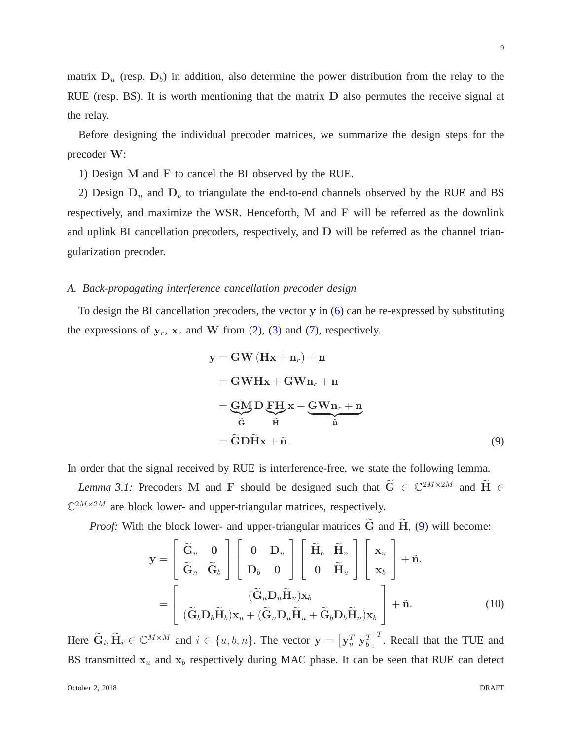matrix $\mathbf{D}_u$ (resp. $\mathbf{D}_b$) in addition, also determine the power distribution from the relay to the RUE (resp. BS). It is worth mentioning that the matrix $\mathbf{D}$ also permutes the receive signal at the relay.

Before designing the individual precoder matrices, we summarize the design steps for the precoder $\mathbf{W}$:

1) Design $\mathbf{M}$ and $\mathbf{F}$ to cancel the BI observed by the RUE.

2) Design $\mathbf{D}_u$ and $\mathbf{D}_b$ to triangulate the end-to-end channels observed by the RUE and BS respectively, and maximize the WSR. Henceforth, $\mathbf{M}$ and $\mathbf{F}$ will be referred as the downlink and uplink BI cancellation precoders, respectively, and $\mathbf{D}$ will be referred as the channel triangularization precoder.

### A. Back-propagating interference cancellation precoder design

To design the BI cancellation precoders, the vector $\mathbf{y}$ in (6) can be re-expressed by substituting the expressions of $\mathbf{y}_r$, $\mathbf{x}_r$ and $\mathbf{W}$ from (2), (3) and (7), respectively.

$$
\begin{aligned}
\mathbf{y} &= \mathbf{G}\mathbf{W}\left(\mathbf{H}\mathbf{x} + \mathbf{n}_r\right) + \mathbf{n} \\
&= \mathbf{G}\mathbf{W}\mathbf{H}\mathbf{x} + \mathbf{G}\mathbf{W}\mathbf{n}_r + \mathbf{n} \\
&= \underbrace{\mathbf{G}\mathbf{M}}_{\widetilde{\mathbf{G}}}\mathbf{D}\underbrace{\mathbf{F}\mathbf{H}}_{\widetilde{\mathbf{H}}}\mathbf{x} + \underbrace{\mathbf{G}\mathbf{W}\mathbf{n}_r + \mathbf{n}}_{\tilde{\mathbf{n}}} \\
&= \widetilde{\mathbf{G}}\mathbf{D}\widetilde{\mathbf{H}}\mathbf{x} + \tilde{\mathbf{n}}. \qquad (9)
\end{aligned}
$$

In order that the signal received by RUE is interference-free, we state the following lemma.

*Lemma 3.1:* Precoders $\mathbf{M}$ and $\mathbf{F}$ should be designed such that $\widetilde{\mathbf{G}} \in \mathbb{C}^{2M\times 2M}$ and $\widetilde{\mathbf{H}} \in \mathbb{C}^{2M\times 2M}$ are block lower- and upper-triangular matrices, respectively.

*Proof:* With the block lower- and upper-triangular matrices $\widetilde{\mathbf{G}}$ and $\widetilde{\mathbf{H}}$, (9) will become:

$$
\begin{aligned}
\mathbf{y} &= \begin{bmatrix} \widetilde{\mathbf{G}}_u & \mathbf{0} \\ \widetilde{\mathbf{G}}_n & \widetilde{\mathbf{G}}_b \end{bmatrix} \begin{bmatrix} \mathbf{0} & \mathbf{D}_u \\ \mathbf{D}_b & \mathbf{0} \end{bmatrix} \begin{bmatrix} \widetilde{\mathbf{H}}_b & \widetilde{\mathbf{H}}_n \\ \mathbf{0} & \widetilde{\mathbf{H}}_u \end{bmatrix} \begin{bmatrix} \mathbf{x}_u \\ \mathbf{x}_b \end{bmatrix} + \tilde{\mathbf{n}}, \\
&= \begin{bmatrix} (\widetilde{\mathbf{G}}_u\mathbf{D}_u\widetilde{\mathbf{H}}_u)\mathbf{x}_b \\ (\widetilde{\mathbf{G}}_b\mathbf{D}_b\widetilde{\mathbf{H}}_b)\mathbf{x}_u + (\widetilde{\mathbf{G}}_n\mathbf{D}_u\widetilde{\mathbf{H}}_u + \widetilde{\mathbf{G}}_b\mathbf{D}_b\widetilde{\mathbf{H}}_n)\mathbf{x}_b \end{bmatrix} + \tilde{\mathbf{n}}. \qquad (10)
\end{aligned}
$$

Here $\widetilde{\mathbf{G}}_i, \widetilde{\mathbf{H}}_i \in \mathbb{C}^{M\times M}$ and $i \in \{u, b, n\}$. The vector $\mathbf{y} = \left[\mathbf{y}_u^T \ \mathbf{y}_b^T\right]^T$. Recall that the TUE and BS transmitted $\mathbf{x}_u$ and $\mathbf{x}_b$ respectively during MAC phase. It can be seen that RUE can detect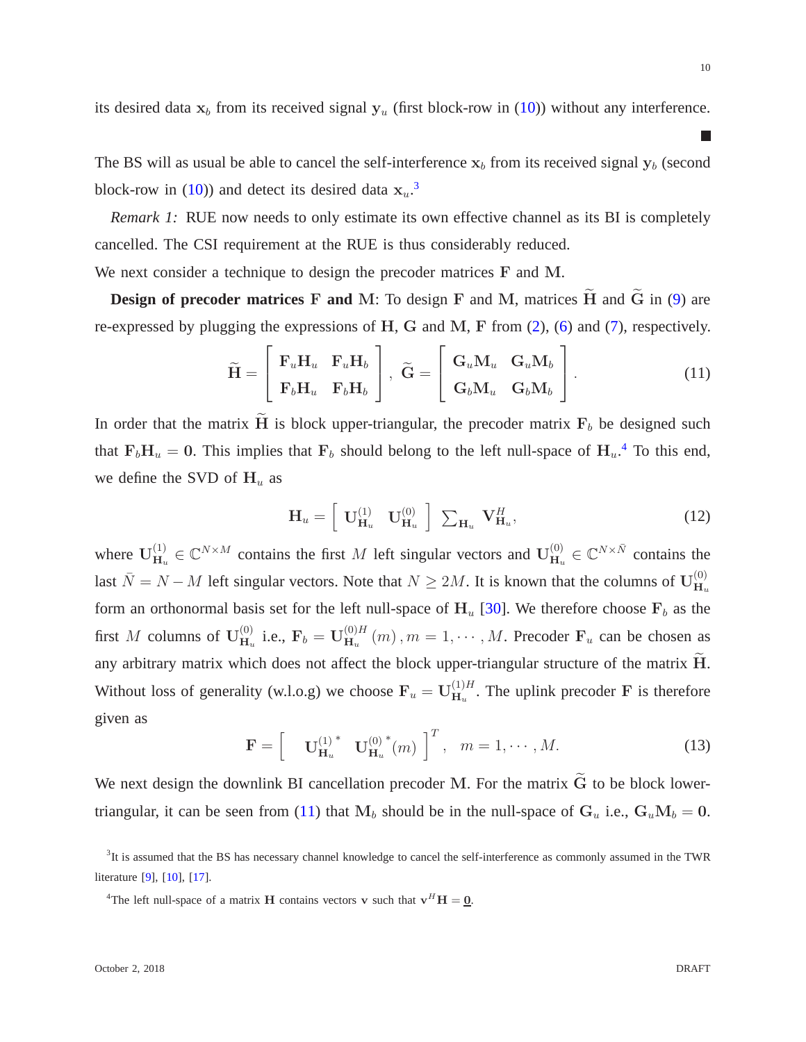its desired data $\mathbf{x}_b$ from its received signal $\mathbf{y}_u$ (first block-row in (10)) without any interference. ■

The BS will as usual be able to cancel the self-interference $\mathbf{x}_b$ from its received signal $\mathbf{y}_b$ (second block-row in (10)) and detect its desired data $\mathbf{x}_u$.[3]

*Remark 1:* RUE now needs to only estimate its own effective channel as its BI is completely cancelled. The CSI requirement at the RUE is thus considerably reduced.

We next consider a technique to design the precoder matrices $\mathbf{F}$ and $\mathbf{M}$.

**Design of precoder matrices $\mathbf{F}$ and $\mathbf{M}$**: To design $\mathbf{F}$ and $\mathbf{M}$, matrices $\widetilde{\mathbf{H}}$ and $\widetilde{\mathbf{G}}$ in (9) are re-expressed by plugging the expressions of $\mathbf{H}$, $\mathbf{G}$ and $\mathbf{M}$, $\mathbf{F}$ from (2), (6) and (7), respectively.

$$\widetilde{\mathbf{H}} = \begin{bmatrix} \mathbf{F}_u\mathbf{H}_u & \mathbf{F}_u\mathbf{H}_b \\ \mathbf{F}_b\mathbf{H}_u & \mathbf{F}_b\mathbf{H}_b \end{bmatrix}, \ \widetilde{\mathbf{G}} = \begin{bmatrix} \mathbf{G}_u\mathbf{M}_u & \mathbf{G}_u\mathbf{M}_b \\ \mathbf{G}_b\mathbf{M}_u & \mathbf{G}_b\mathbf{M}_b \end{bmatrix}. \tag{11}$$

In order that the matrix $\widetilde{\mathbf{H}}$ is block upper-triangular, the precoder matrix $\mathbf{F}_b$ be designed such that $\mathbf{F}_b\mathbf{H}_u = \mathbf{0}$. This implies that $\mathbf{F}_b$ should belong to the left null-space of $\mathbf{H}_u$.[4] To this end, we define the SVD of $\mathbf{H}_u$ as

$$\mathbf{H}_u = \begin{bmatrix} \mathbf{U}^{(1)}_{\mathbf{H}_u} & \mathbf{U}^{(0)}_{\mathbf{H}_u} \end{bmatrix} \textstyle\sum_{\mathbf{H}_u} \mathbf{V}^H_{\mathbf{H}_u}, \tag{12}$$

where $\mathbf{U}^{(1)}_{\mathbf{H}_u} \in \mathbb{C}^{N\times M}$ contains the first $M$ left singular vectors and $\mathbf{U}^{(0)}_{\mathbf{H}_u} \in \mathbb{C}^{N\times \bar{N}}$ contains the last $\bar{N} = N - M$ left singular vectors. Note that $N \geq 2M$. It is known that the columns of $\mathbf{U}^{(0)}_{\mathbf{H}_u}$ form an orthonormal basis set for the left null-space of $\mathbf{H}_u$ [30]. We therefore choose $\mathbf{F}_b$ as the first $M$ columns of $\mathbf{U}^{(0)}_{\mathbf{H}_u}$ i.e., $\mathbf{F}_b = \mathbf{U}^{(0)H}_{\mathbf{H}_u}(m), m = 1, \cdots, M$. Precoder $\mathbf{F}_u$ can be chosen as any arbitrary matrix which does not affect the block upper-triangular structure of the matrix $\widetilde{\mathbf{H}}$. Without loss of generality (w.l.o.g) we choose $\mathbf{F}_u = \mathbf{U}^{(1)H}_{\mathbf{H}_u}$. The uplink precoder $\mathbf{F}$ is therefore given as

$$\mathbf{F} = \begin{bmatrix} \mathbf{U}^{(1)*}_{\mathbf{H}_u} & \mathbf{U}^{(0)*}_{\mathbf{H}_u}(m) \end{bmatrix}^T, \quad m = 1, \cdots, M. \tag{13}$$

We next design the downlink BI cancellation precoder $\mathbf{M}$. For the matrix $\widetilde{\mathbf{G}}$ to be block lower-triangular, it can be seen from (11) that $\mathbf{M}_b$ should be in the null-space of $\mathbf{G}_u$ i.e., $\mathbf{G}_u\mathbf{M}_b = \mathbf{0}$.

[3] It is assumed that the BS has necessary channel knowledge to cancel the self-interference as commonly assumed in the TWR literature [9], [10], [17].

[4] The left null-space of a matrix $\mathbf{H}$ contains vectors $\mathbf{v}$ such that $\mathbf{v}^H\mathbf{H} = \underline{\mathbf{0}}$.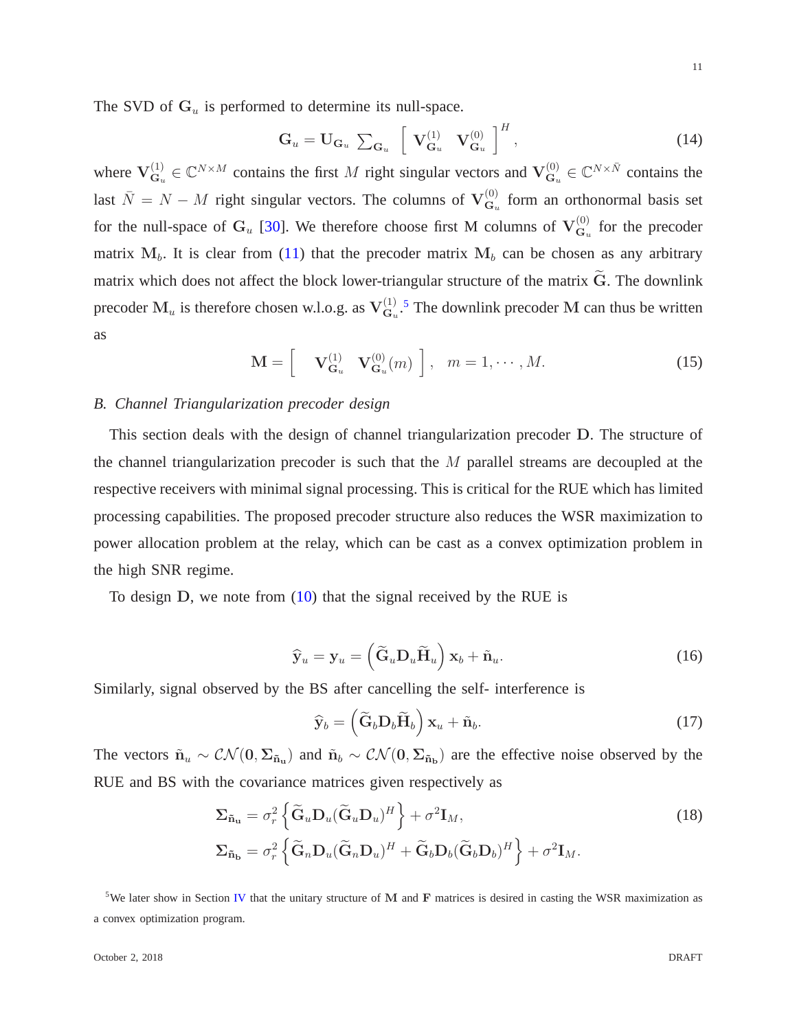The SVD of $\mathbf{G}_u$ is performed to determine its null-space.

$$\mathbf{G}_u = \mathbf{U}_{\mathbf{G}_u} \sum\nolimits_{\mathbf{G}_u} \left[ \begin{array}{cc} \mathbf{V}_{\mathbf{G}_u}^{(1)} & \mathbf{V}_{\mathbf{G}_u}^{(0)} \end{array} \right]^H, \tag{14}$$

where $\mathbf{V}_{\mathbf{G}_u}^{(1)} \in \mathbb{C}^{N \times M}$ contains the first $M$ right singular vectors and $\mathbf{V}_{\mathbf{G}_u}^{(0)} \in \mathbb{C}^{N \times \bar{N}}$ contains the last $\bar{N} = N - M$ right singular vectors. The columns of $\mathbf{V}_{\mathbf{G}_u}^{(0)}$ form an orthonormal basis set for the null-space of $\mathbf{G}_u$ [30]. We therefore choose first M columns of $\mathbf{V}_{\mathbf{G}_u}^{(0)}$ for the precoder matrix $\mathbf{M}_b$. It is clear from (11) that the precoder matrix $\mathbf{M}_b$ can be chosen as any arbitrary matrix which does not affect the block lower-triangular structure of the matrix $\widetilde{\mathbf{G}}$. The downlink precoder $\mathbf{M}_u$ is therefore chosen w.l.o.g. as $\mathbf{V}_{\mathbf{G}_u}^{(1)}$.[5] The downlink precoder $\mathbf{M}$ can thus be written as

$$\mathbf{M} = \left[ \begin{array}{cc} \mathbf{V}_{\mathbf{G}_u}^{(1)} & \mathbf{V}_{\mathbf{G}_u}^{(0)}(m) \end{array} \right], \quad m = 1, \cdots, M. \tag{15}$$

### *B. Channel Triangularization precoder design*

This section deals with the design of channel triangularization precoder $\mathbf{D}$. The structure of the channel triangularization precoder is such that the $M$ parallel streams are decoupled at the respective receivers with minimal signal processing. This is critical for the RUE which has limited processing capabilities. The proposed precoder structure also reduces the WSR maximization to power allocation problem at the relay, which can be cast as a convex optimization problem in the high SNR regime.

To design $\mathbf{D}$, we note from (10) that the signal received by the RUE is

$$\widehat{\mathbf{y}}_u = \mathbf{y}_u = \left( \widetilde{\mathbf{G}}_u \mathbf{D}_u \widetilde{\mathbf{H}}_u \right) \mathbf{x}_b + \tilde{\mathbf{n}}_u. \tag{16}$$

Similarly, signal observed by the BS after cancelling the self- interference is

$$\widehat{\mathbf{y}}_b = \left( \widetilde{\mathbf{G}}_b \mathbf{D}_b \widetilde{\mathbf{H}}_b \right) \mathbf{x}_u + \tilde{\mathbf{n}}_b. \tag{17}$$

The vectors $\tilde{\mathbf{n}}_u \sim \mathcal{CN}(\mathbf{0}, \mathbf{\Sigma}_{\tilde{\mathbf{n}}_\mathbf{u}})$ and $\tilde{\mathbf{n}}_b \sim \mathcal{CN}(\mathbf{0}, \mathbf{\Sigma}_{\tilde{\mathbf{n}}_\mathbf{b}})$ are the effective noise observed by the RUE and BS with the covariance matrices given respectively as

$$\begin{aligned} \mathbf{\Sigma}_{\tilde{\mathbf{n}}_\mathbf{u}} &= \sigma_r^2 \left\{ \widetilde{\mathbf{G}}_u \mathbf{D}_u (\widetilde{\mathbf{G}}_u \mathbf{D}_u)^H \right\} + \sigma^2 \mathbf{I}_M, \\ \mathbf{\Sigma}_{\tilde{\mathbf{n}}_\mathbf{b}} &= \sigma_r^2 \left\{ \widetilde{\mathbf{G}}_n \mathbf{D}_u (\widetilde{\mathbf{G}}_n \mathbf{D}_u)^H + \widetilde{\mathbf{G}}_b \mathbf{D}_b (\widetilde{\mathbf{G}}_b \mathbf{D}_b)^H \right\} + \sigma^2 \mathbf{I}_M. \end{aligned} \tag{18}$$

[5] We later show in Section IV that the unitary structure of $\mathbf{M}$ and $\mathbf{F}$ matrices is desired in casting the WSR maximization as a convex optimization program.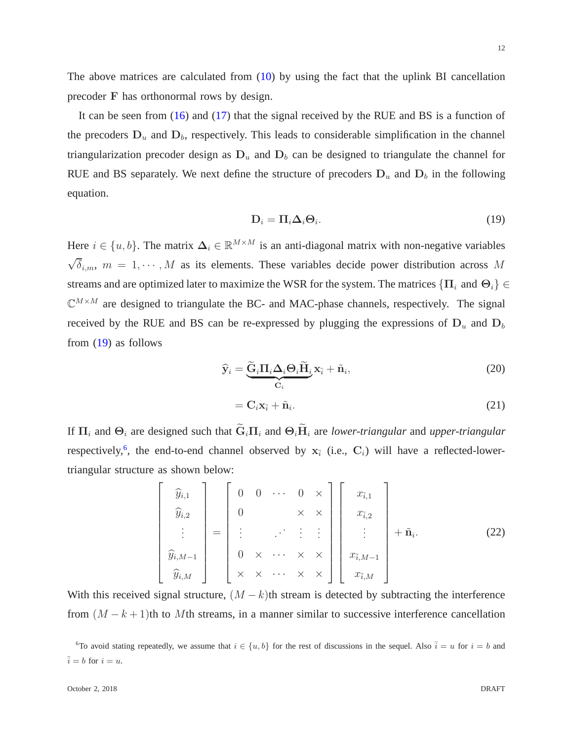The above matrices are calculated from (10) by using the fact that the uplink BI cancellation precoder $\mathbf{F}$ has orthonormal rows by design.

It can be seen from (16) and (17) that the signal received by the RUE and BS is a function of the precoders $\mathbf{D}_u$ and $\mathbf{D}_b$, respectively. This leads to considerable simplification in the channel triangularization precoder design as $\mathbf{D}_u$ and $\mathbf{D}_b$ can be designed to triangulate the channel for RUE and BS separately. We next define the structure of precoders $\mathbf{D}_u$ and $\mathbf{D}_b$ in the following equation.

$$\mathbf{D}_i = \mathbf{\Pi}_i \mathbf{\Delta}_i \mathbf{\Theta}_i. \tag{19}$$

Here $i \in \{u, b\}$. The matrix $\mathbf{\Delta}_i \in \mathbb{R}^{M\times M}$ is an anti-diagonal matrix with non-negative variables $\sqrt{\delta}_{i,m}$, $m = 1, \cdots, M$ as its elements. These variables decide power distribution across $M$ streams and are optimized later to maximize the WSR for the system. The matrices $\{\mathbf{\Pi}_i \text{ and } \mathbf{\Theta}_i\} \in \mathbb{C}^{M\times M}$ are designed to triangulate the BC- and MAC-phase channels, respectively. The signal received by the RUE and BS can be re-expressed by plugging the expressions of $\mathbf{D}_u$ and $\mathbf{D}_b$ from (19) as follows

$$\widehat{\mathbf{y}}_i = \underbrace{\widetilde{\mathbf{G}}_i \mathbf{\Pi}_i \mathbf{\Delta}_i \mathbf{\Theta}_i \widetilde{\mathbf{H}}_i}_{\mathbf{C}_i} \mathbf{x}_{\bar{i}} + \tilde{\mathbf{n}}_i, \tag{20}$$

$$= \mathbf{C}_i \mathbf{x}_{\bar{i}} + \tilde{\mathbf{n}}_i. \tag{21}$$

If $\mathbf{\Pi}_i$ and $\mathbf{\Theta}_i$ are designed such that $\widetilde{\mathbf{G}}_i \mathbf{\Pi}_i$ and $\mathbf{\Theta}_i \widetilde{\mathbf{H}}_i$ are *lower-triangular* and *upper-triangular* respectively,[6], the end-to-end channel observed by $\mathbf{x}_{\bar{i}}$ (i.e., $\mathbf{C}_i$) will have a reflected-lower-triangular structure as shown below:

$$\begin{bmatrix} \widehat{y}_{i,1} \\ \widehat{y}_{i,2} \\ \vdots \\ \widehat{y}_{i,M-1} \\ \widehat{y}_{i,M} \end{bmatrix} = \begin{bmatrix} 0 & 0 & \cdots & 0 & \times \\ 0 & & & \times & \times \\ \vdots & & \iddots & \vdots & \vdots \\ 0 & \times & \cdots & \times & \times \\ \times & \times & \cdots & \times & \times \end{bmatrix} \begin{bmatrix} x_{\bar{i},1} \\ x_{\bar{i},2} \\ \vdots \\ x_{\bar{i},M-1} \\ x_{\bar{i},M} \end{bmatrix} + \tilde{\mathbf{n}}_i. \tag{22}$$

With this received signal structure, $(M-k)$th stream is detected by subtracting the interference from $(M-k+1)$th to $M$th streams, in a manner similar to successive interference cancellation

[6] To avoid stating repeatedly, we assume that $i \in \{u, b\}$ for the rest of discussions in the sequel. Also $\bar{i} = u$ for $i = b$ and $\bar{i} = b$ for $i = u$.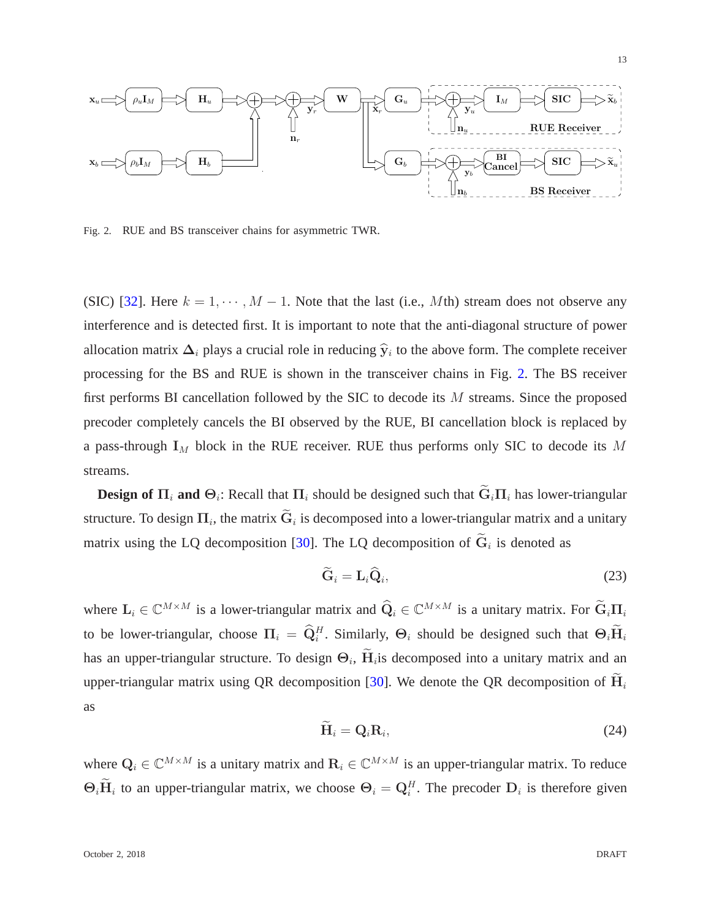Fig. 2. RUE and BS transceiver chains for asymmetric TWR.

(SIC) [32]. Here $k = 1, \cdots, M-1$. Note that the last (i.e., $M$th) stream does not observe any interference and is detected first. It is important to note that the anti-diagonal structure of power allocation matrix $\boldsymbol{\Delta}_i$ plays a crucial role in reducing $\widehat{\mathbf{y}}_i$ to the above form. The complete receiver processing for the BS and RUE is shown in the transceiver chains in Fig. 2. The BS receiver first performs BI cancellation followed by the SIC to decode its $M$ streams. Since the proposed precoder completely cancels the BI observed by the RUE, BI cancellation block is replaced by a pass-through $\mathbf{I}_M$ block in the RUE receiver. RUE thus performs only SIC to decode its $M$ streams.

**Design of $\boldsymbol{\Pi}_i$ and $\boldsymbol{\Theta}_i$:** Recall that $\boldsymbol{\Pi}_i$ should be designed such that $\widetilde{\mathbf{G}}_i\boldsymbol{\Pi}_i$ has lower-triangular structure. To design $\boldsymbol{\Pi}_i$, the matrix $\widetilde{\mathbf{G}}_i$ is decomposed into a lower-triangular matrix and a unitary matrix using the LQ decomposition [30]. The LQ decomposition of $\widetilde{\mathbf{G}}_i$ is denoted as

$$\widetilde{\mathbf{G}}_i = \mathbf{L}_i\widehat{\mathbf{Q}}_i, \tag{23}$$

where $\mathbf{L}_i \in \mathbb{C}^{M\times M}$ is a lower-triangular matrix and $\widehat{\mathbf{Q}}_i \in \mathbb{C}^{M\times M}$ is a unitary matrix. For $\widetilde{\mathbf{G}}_i\boldsymbol{\Pi}_i$ to be lower-triangular, choose $\boldsymbol{\Pi}_i = \widehat{\mathbf{Q}}_i^H$. Similarly, $\boldsymbol{\Theta}_i$ should be designed such that $\boldsymbol{\Theta}_i\widetilde{\mathbf{H}}_i$ has an upper-triangular structure. To design $\boldsymbol{\Theta}_i$, $\widetilde{\mathbf{H}}_i$is decomposed into a unitary matrix and an upper-triangular matrix using QR decomposition [30]. We denote the QR decomposition of $\widetilde{\mathbf{H}}_i$ as

$$\widetilde{\mathbf{H}}_i = \mathbf{Q}_i\mathbf{R}_i, \tag{24}$$

where $\mathbf{Q}_i \in \mathbb{C}^{M\times M}$ is a unitary matrix and $\mathbf{R}_i \in \mathbb{C}^{M\times M}$ is an upper-triangular matrix. To reduce $\boldsymbol{\Theta}_i\widetilde{\mathbf{H}}_i$ to an upper-triangular matrix, we choose $\boldsymbol{\Theta}_i = \mathbf{Q}_i^H$. The precoder $\mathbf{D}_i$ is therefore given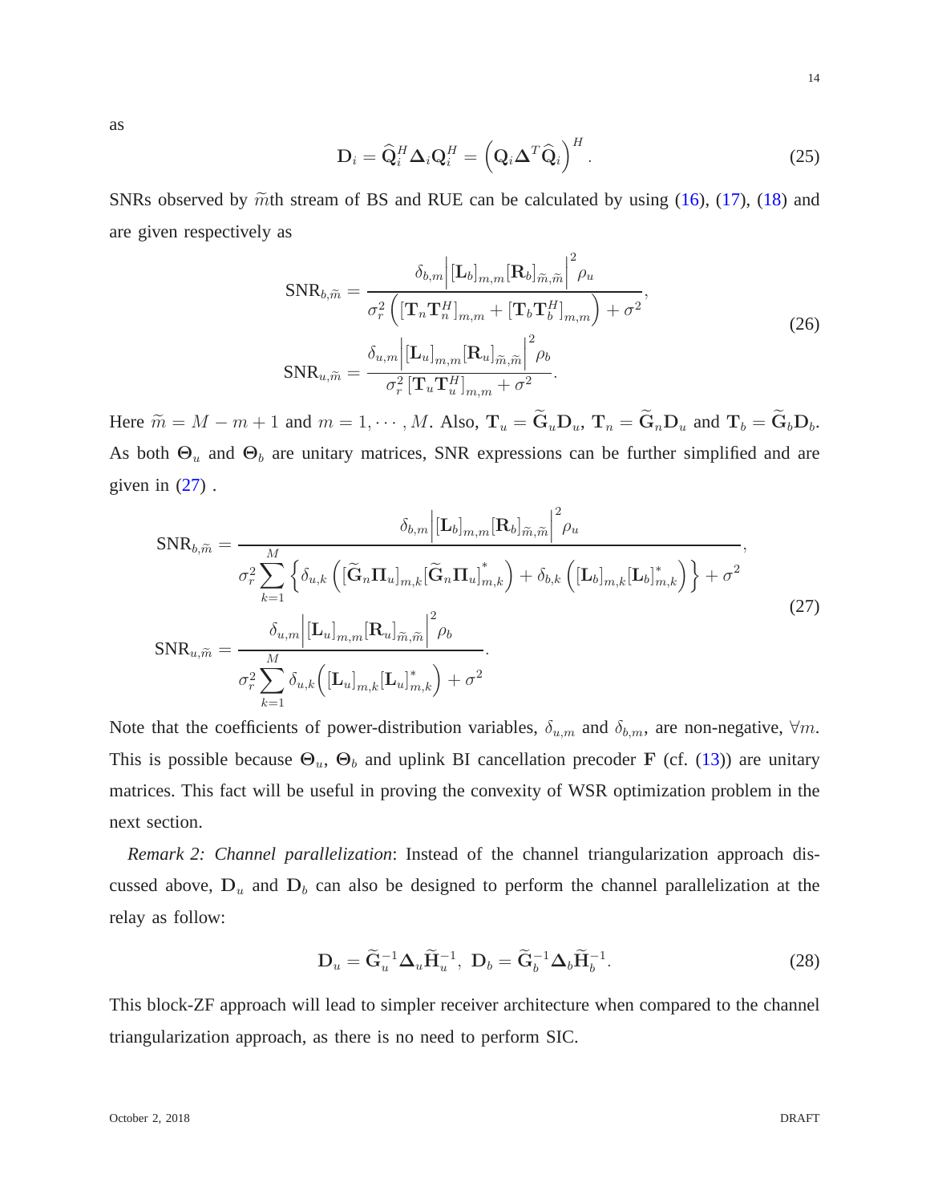as

$$\mathbf{D}_i = \widehat{\mathbf{Q}}_i^H \mathbf{\Delta}_i \mathbf{Q}_i^H = \left( \mathbf{Q}_i \mathbf{\Delta}^T \widehat{\mathbf{Q}}_i \right)^H. \tag{25}$$

SNRs observed by $\widetilde{m}$th stream of BS and RUE can be calculated by using (16), (17), (18) and are given respectively as

$$\begin{aligned}
\text{SNR}_{b,\widetilde{m}} &= \frac{\delta_{b,m} \left| [\mathbf{L}_b]_{m,m} [\mathbf{R}_b]_{\widetilde{m},\widetilde{m}} \right|^2 \rho_u}{\sigma_r^2 \left( [\mathbf{T}_n \mathbf{T}_n^H]_{m,m} + [\mathbf{T}_b \mathbf{T}_b^H]_{m,m} \right) + \sigma^2}, \\
\text{SNR}_{u,\widetilde{m}} &= \frac{\delta_{u,m} \left| [\mathbf{L}_u]_{m,m} [\mathbf{R}_u]_{\widetilde{m},\widetilde{m}} \right|^2 \rho_b}{\sigma_r^2 \, [\mathbf{T}_u \mathbf{T}_u^H]_{m,m} + \sigma^2}.
\end{aligned} \tag{26}$$

Here $\widetilde{m} = M - m + 1$ and $m = 1, \cdots, M$. Also, $\mathbf{T}_u = \widetilde{\mathbf{G}}_u \mathbf{D}_u$, $\mathbf{T}_n = \widetilde{\mathbf{G}}_n \mathbf{D}_u$ and $\mathbf{T}_b = \widetilde{\mathbf{G}}_b \mathbf{D}_b$. As both $\mathbf{\Theta}_u$ and $\mathbf{\Theta}_b$ are unitary matrices, SNR expressions can be further simplified and are given in (27) .

$$\begin{aligned}
\text{SNR}_{b,\widetilde{m}} &= \frac{\delta_{b,m} \left| [\mathbf{L}_b]_{m,m} [\mathbf{R}_b]_{\widetilde{m},\widetilde{m}} \right|^2 \rho_u}{\sigma_r^2 \sum_{k=1}^{M} \left\{ \delta_{u,k} \left( [\widetilde{\mathbf{G}}_n \mathbf{\Pi}_u]_{m,k} [\widetilde{\mathbf{G}}_n \mathbf{\Pi}_u]_{m,k}^* \right) + \delta_{b,k} \left( [\mathbf{L}_b]_{m,k} [\mathbf{L}_b]_{m,k}^* \right) \right\} + \sigma^2}, \\
\text{SNR}_{u,\widetilde{m}} &= \frac{\delta_{u,m} \left| [\mathbf{L}_u]_{m,m} [\mathbf{R}_u]_{\widetilde{m},\widetilde{m}} \right|^2 \rho_b}{\sigma_r^2 \sum_{k=1}^{M} \delta_{u,k} \left( [\mathbf{L}_u]_{m,k} [\mathbf{L}_u]_{m,k}^* \right) + \sigma^2}.
\end{aligned} \tag{27}$$

Note that the coefficients of power-distribution variables, $\delta_{u,m}$ and $\delta_{b,m}$, are non-negative, $\forall m$. This is possible because $\mathbf{\Theta}_u$, $\mathbf{\Theta}_b$ and uplink BI cancellation precoder $\mathbf{F}$ (cf. (13)) are unitary matrices. This fact will be useful in proving the convexity of WSR optimization problem in the next section.

*Remark 2: Channel parallelization*: Instead of the channel triangularization approach discussed above, $\mathbf{D}_u$ and $\mathbf{D}_b$ can also be designed to perform the channel parallelization at the relay as follow:

$$\mathbf{D}_u = \widetilde{\mathbf{G}}_u^{-1} \mathbf{\Delta}_u \widetilde{\mathbf{H}}_u^{-1}, \; \mathbf{D}_b = \widetilde{\mathbf{G}}_b^{-1} \mathbf{\Delta}_b \widetilde{\mathbf{H}}_b^{-1}. \tag{28}$$

This block-ZF approach will lead to simpler receiver architecture when compared to the channel triangularization approach, as there is no need to perform SIC.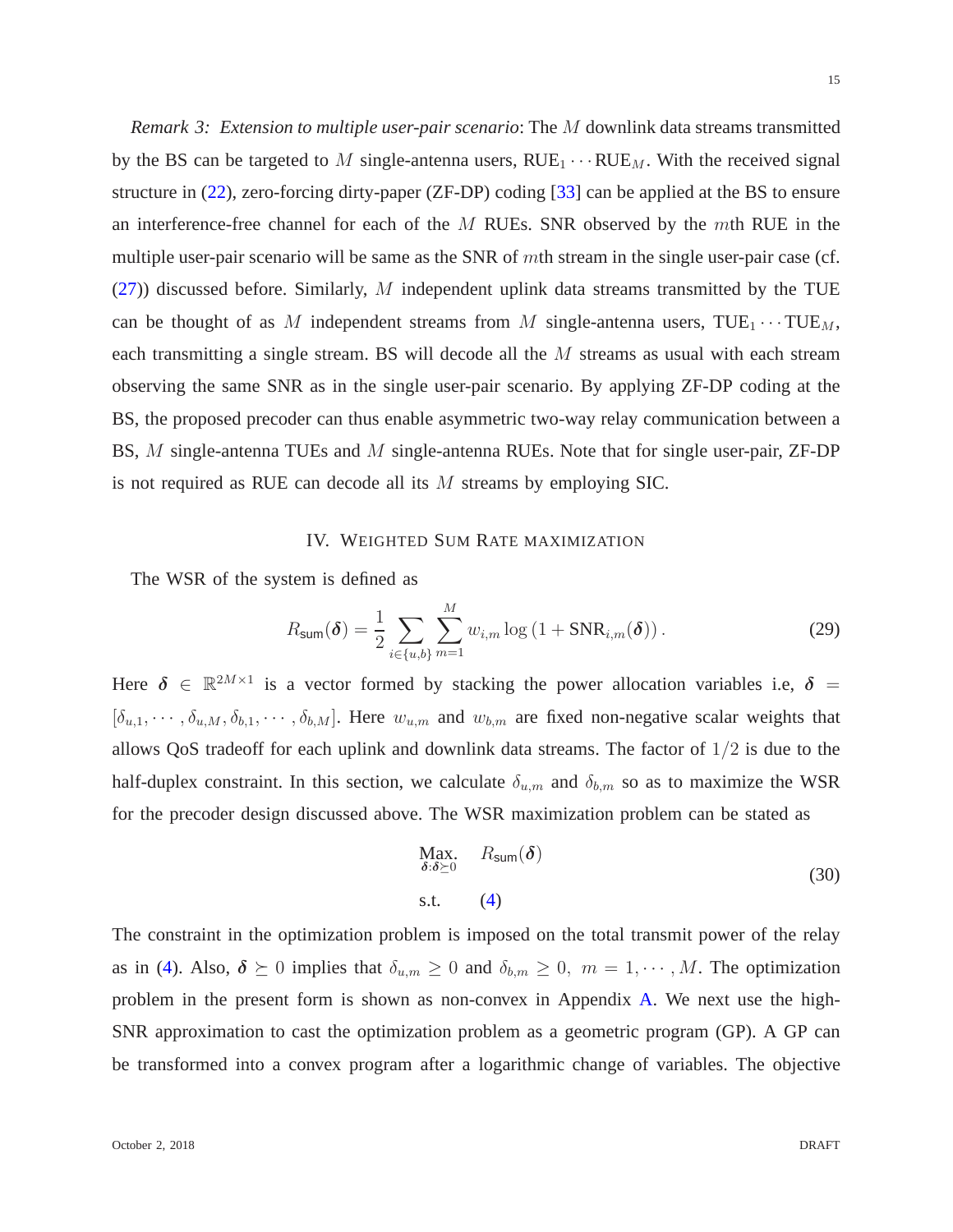*Remark 3: Extension to multiple user-pair scenario*: The $M$ downlink data streams transmitted by the BS can be targeted to $M$ single-antenna users, $\text{RUE}_1 \cdots \text{RUE}_M$. With the received signal structure in (22), zero-forcing dirty-paper (ZF-DP) coding [33] can be applied at the BS to ensure an interference-free channel for each of the $M$ RUEs. SNR observed by the $m$th RUE in the multiple user-pair scenario will be same as the SNR of $m$th stream in the single user-pair case (cf. (27)) discussed before. Similarly, $M$ independent uplink data streams transmitted by the TUE can be thought of as $M$ independent streams from $M$ single-antenna users, $\text{TUE}_1 \cdots \text{TUE}_M$, each transmitting a single stream. BS will decode all the $M$ streams as usual with each stream observing the same SNR as in the single user-pair scenario. By applying ZF-DP coding at the BS, the proposed precoder can thus enable asymmetric two-way relay communication between a BS, $M$ single-antenna TUEs and $M$ single-antenna RUEs. Note that for single user-pair, ZF-DP is not required as RUE can decode all its $M$ streams by employing SIC.

## IV. Weighted Sum Rate maximization

The WSR of the system is defined as

$$R_{\mathsf{sum}}(\boldsymbol{\delta}) = \frac{1}{2} \sum_{i \in \{u,b\}} \sum_{m=1}^{M} w_{i,m} \log\left(1 + \text{SNR}_{i,m}(\boldsymbol{\delta})\right). \tag{29}$$

Here $\boldsymbol{\delta} \in \mathbb{R}^{2M \times 1}$ is a vector formed by stacking the power allocation variables i.e, $\boldsymbol{\delta} = [\delta_{u,1}, \cdots, \delta_{u,M}, \delta_{b,1}, \cdots, \delta_{b,M}]$. Here $w_{u,m}$ and $w_{b,m}$ are fixed non-negative scalar weights that allows QoS tradeoff for each uplink and downlink data streams. The factor of $1/2$ is due to the half-duplex constraint. In this section, we calculate $\delta_{u,m}$ and $\delta_{b,m}$ so as to maximize the WSR for the precoder design discussed above. The WSR maximization problem can be stated as

$$\begin{aligned} \underset{\boldsymbol{\delta}:\boldsymbol{\delta} \succeq 0}{\text{Max.}} \quad & R_{\mathsf{sum}}(\boldsymbol{\delta}) \\ \text{s.t.} \quad & (4) \end{aligned} \tag{30}$$

The constraint in the optimization problem is imposed on the total transmit power of the relay as in (4). Also, $\boldsymbol{\delta} \succeq 0$ implies that $\delta_{u,m} \geq 0$ and $\delta_{b,m} \geq 0, \ m = 1, \cdots, M$. The optimization problem in the present form is shown as non-convex in Appendix A. We next use the high-SNR approximation to cast the optimization problem as a geometric program (GP). A GP can be transformed into a convex program after a logarithmic change of variables. The objective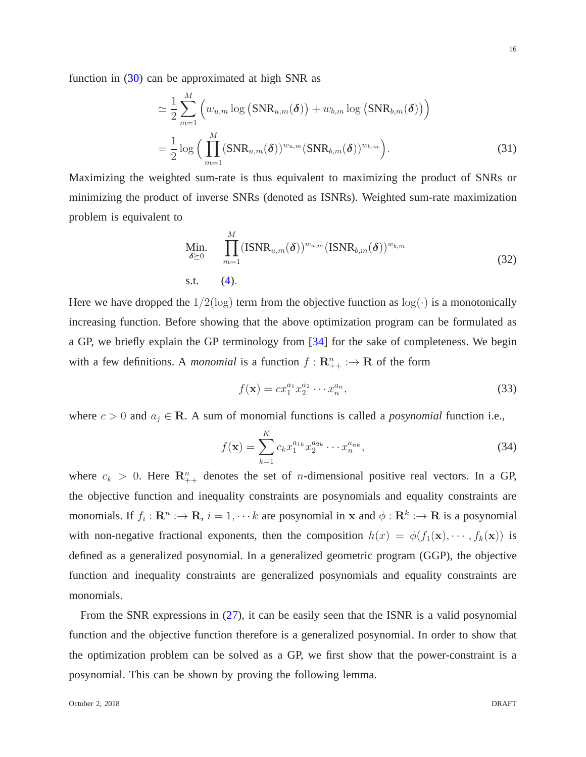function in (30) can be approximated at high SNR as

$$
\begin{aligned}
&\simeq \frac{1}{2}\sum_{m=1}^{M}\Big(w_{u,m}\log\big(\text{SNR}_{u,m}(\boldsymbol{\delta})\big)+w_{b,m}\log\big(\text{SNR}_{b,m}(\boldsymbol{\delta})\big)\Big)\\
&=\frac{1}{2}\log\Big(\prod_{m=1}^{M}(\text{SNR}_{u,m}(\boldsymbol{\delta}))^{w_{u,m}}(\text{SNR}_{b,m}(\boldsymbol{\delta}))^{w_{b,m}}\Big).
\end{aligned}
\tag{31}
$$

Maximizing the weighted sum-rate is thus equivalent to maximizing the product of SNRs or minimizing the product of inverse SNRs (denoted as ISNRs). Weighted sum-rate maximization problem is equivalent to

$$
\begin{aligned}
\underset{\boldsymbol{\delta}\succeq 0}{\text{Min.}} \quad & \prod_{m=1}^{M}(\text{ISNR}_{u,m}(\boldsymbol{\delta}))^{w_{u,m}}(\text{ISNR}_{b,m}(\boldsymbol{\delta}))^{w_{b,m}}\\
\text{s.t.} \quad & (4).
\end{aligned}
\tag{32}
$$

Here we have dropped the $1/2(\log)$ term from the objective function as $\log(\cdot)$ is a monotonically increasing function. Before showing that the above optimization program can be formulated as a GP, we briefly explain the GP terminology from [34] for the sake of completeness. We begin with a few definitions. A *monomial* is a function $f:\mathbf{R}^n_{++}:\rightarrow\mathbf{R}$ of the form

$$
f(\mathbf{x}) = c x_1^{a_1}x_2^{a_2}\cdots x_n^{a_n},
\tag{33}
$$

where $c>0$ and $a_j\in\mathbf{R}$. A sum of monomial functions is called a *posynomial* function i.e.,

$$
f(\mathbf{x}) = \sum_{k=1}^{K} c_k x_1^{a_{1k}}x_2^{a_{2k}}\cdots x_n^{a_{nk}},
\tag{34}
$$

where $c_k > 0$. Here $\mathbf{R}^n_{++}$ denotes the set of $n$-dimensional positive real vectors. In a GP, the objective function and inequality constraints are posynomials and equality constraints are monomials. If $f_i:\mathbf{R}^n:\rightarrow\mathbf{R}$, $i=1,\cdots k$ are posynomial in $\mathbf{x}$ and $\phi:\mathbf{R}^k:\rightarrow\mathbf{R}$ is a posynomial with non-negative fractional exponents, then the composition $h(x)=\phi(f_1(\mathbf{x}),\cdots,f_k(\mathbf{x}))$ is defined as a generalized posynomial. In a generalized geometric program (GGP), the objective function and inequality constraints are generalized posynomials and equality constraints are monomials.

From the SNR expressions in (27), it can be easily seen that the ISNR is a valid posynomial function and the objective function therefore is a generalized posynomial. In order to show that the optimization problem can be solved as a GP, we first show that the power-constraint is a posynomial. This can be shown by proving the following lemma.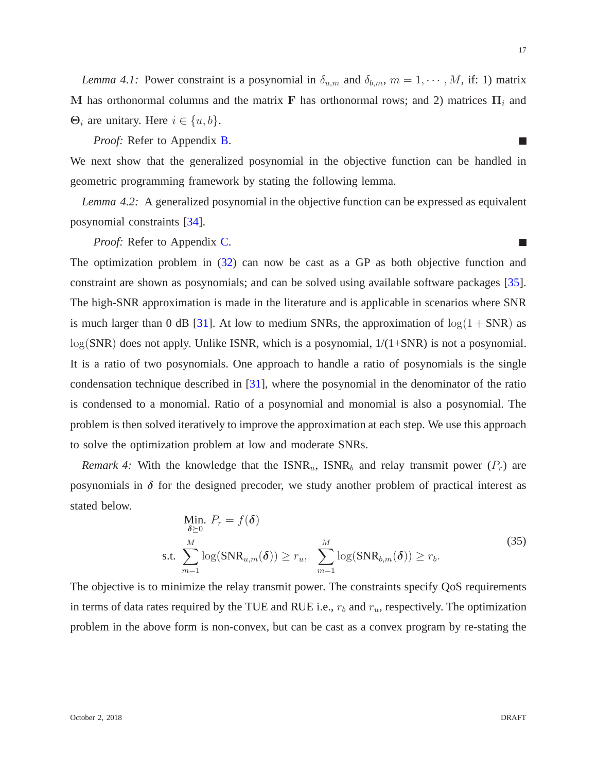*Lemma 4.1:* Power constraint is a posynomial in $\delta_{u,m}$ and $\delta_{b,m}$, $m = 1, \cdots, M$, if: 1) matrix $\mathbf{M}$ has orthonormal columns and the matrix $\mathbf{F}$ has orthonormal rows; and 2) matrices $\mathbf{\Pi}_i$ and $\mathbf{\Theta}_i$ are unitary. Here $i \in \{u, b\}$.

*Proof:* Refer to Appendix B. ■

We next show that the generalized posynomial in the objective function can be handled in geometric programming framework by stating the following lemma.

*Lemma 4.2:* A generalized posynomial in the objective function can be expressed as equivalent posynomial constraints [34].

*Proof:* Refer to Appendix C. ■

The optimization problem in (32) can now be cast as a GP as both objective function and constraint are shown as posynomials; and can be solved using available software packages [35]. The high-SNR approximation is made in the literature and is applicable in scenarios where SNR is much larger than 0 dB [31]. At low to medium SNRs, the approximation of $\log(1 + \text{SNR})$ as $\log(\text{SNR})$ does not apply. Unlike ISNR, which is a posynomial, 1/(1+SNR) is not a posynomial. It is a ratio of two posynomials. One approach to handle a ratio of posynomials is the single condensation technique described in [31], where the posynomial in the denominator of the ratio is condensed to a monomial. Ratio of a posynomial and monomial is also a posynomial. The problem is then solved iteratively to improve the approximation at each step. We use this approach to solve the optimization problem at low and moderate SNRs.

*Remark 4:* With the knowledge that the $\text{ISNR}_u$, $\text{ISNR}_b$ and relay transmit power ($P_r$) are posynomials in $\boldsymbol{\delta}$ for the designed precoder, we study another problem of practical interest as stated below.

$$\begin{aligned}
&\underset{\boldsymbol{\delta} \succeq 0}{\text{Min.}} \; P_r = f(\boldsymbol{\delta}) \\
&\text{s.t.} \; \sum_{m=1}^{M} \log(\text{SNR}_{u,m}(\boldsymbol{\delta})) \geq r_u, \quad \sum_{m=1}^{M} \log(\text{SNR}_{b,m}(\boldsymbol{\delta})) \geq r_b.
\end{aligned} \tag{35}$$

The objective is to minimize the relay transmit power. The constraints specify QoS requirements in terms of data rates required by the TUE and RUE i.e., $r_b$ and $r_u$, respectively. The optimization problem in the above form is non-convex, but can be cast as a convex program by re-stating the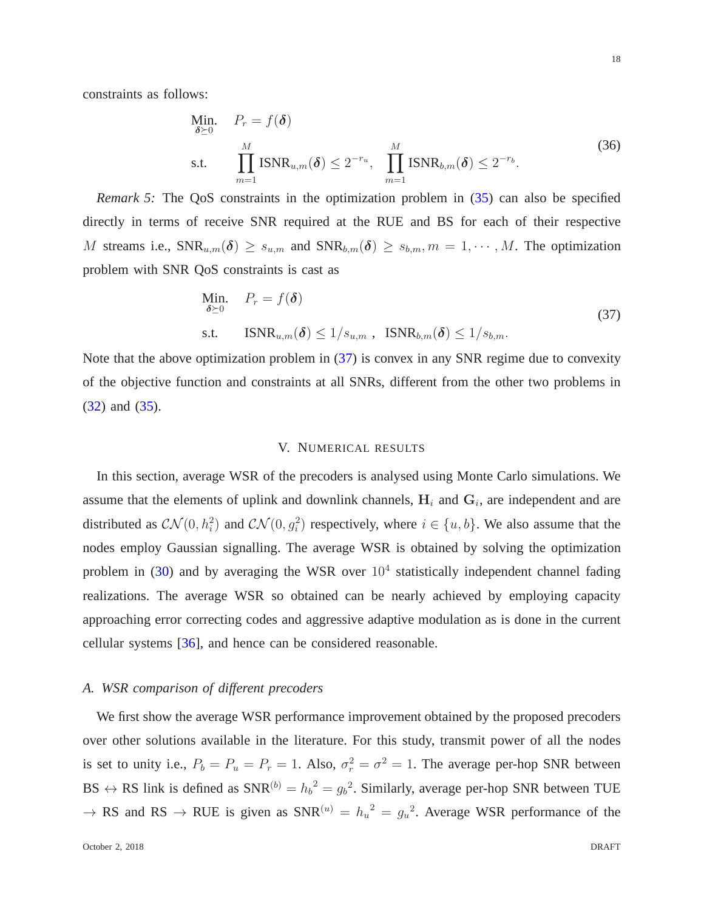constraints as follows:

$$
\begin{aligned}
\underset{\boldsymbol{\delta}\succeq 0}{\text{Min.}} \quad & P_r = f(\boldsymbol{\delta}) \\
\text{s.t.} \quad & \prod_{m=1}^{M} \text{ISNR}_{u,m}(\boldsymbol{\delta}) \leq 2^{-r_u}, \quad \prod_{m=1}^{M} \text{ISNR}_{b,m}(\boldsymbol{\delta}) \leq 2^{-r_b}.
\end{aligned} \tag{36}
$$

*Remark 5:* The QoS constraints in the optimization problem in (35) can also be specified directly in terms of receive SNR required at the RUE and BS for each of their respective $M$ streams i.e., $\text{SNR}_{u,m}(\boldsymbol{\delta}) \geq s_{u,m}$ and $\text{SNR}_{b,m}(\boldsymbol{\delta}) \geq s_{b,m}, m = 1, \cdots, M$. The optimization problem with SNR QoS constraints is cast as

$$
\begin{aligned}
\underset{\boldsymbol{\delta}\succeq 0}{\text{Min.}} \quad & P_r = f(\boldsymbol{\delta}) \\
\text{s.t.} \quad & \text{ISNR}_{u,m}(\boldsymbol{\delta}) \leq 1/s_{u,m}\ , \ \ \text{ISNR}_{b,m}(\boldsymbol{\delta}) \leq 1/s_{b,m}.
\end{aligned} \tag{37}
$$

Note that the above optimization problem in (37) is convex in any SNR regime due to convexity of the objective function and constraints at all SNRs, different from the other two problems in (32) and (35).

## V. Numerical results

In this section, average WSR of the precoders is analysed using Monte Carlo simulations. We assume that the elements of uplink and downlink channels, $\mathbf{H}_i$ and $\mathbf{G}_i$, are independent and are distributed as $\mathcal{CN}(0, h_i^2)$ and $\mathcal{CN}(0, g_i^2)$ respectively, where $i \in \{u, b\}$. We also assume that the nodes employ Gaussian signalling. The average WSR is obtained by solving the optimization problem in (30) and by averaging the WSR over $10^4$ statistically independent channel fading realizations. The average WSR so obtained can be nearly achieved by employing capacity approaching error correcting codes and aggressive adaptive modulation as is done in the current cellular systems [36], and hence can be considered reasonable.

### A. WSR comparison of different precoders

We first show the average WSR performance improvement obtained by the proposed precoders over other solutions available in the literature. For this study, transmit power of all the nodes is set to unity i.e., $P_b = P_u = P_r = 1$. Also, $\sigma_r^2 = \sigma^2 = 1$. The average per-hop SNR between BS $\leftrightarrow$ RS link is defined as $\text{SNR}^{(b)} = {h_b}^2 = {g_b}^2$. Similarly, average per-hop SNR between TUE $\rightarrow$ RS and RS $\rightarrow$ RUE is given as $\text{SNR}^{(u)} = {h_u}^2 = {g_u}^2$. Average WSR performance of the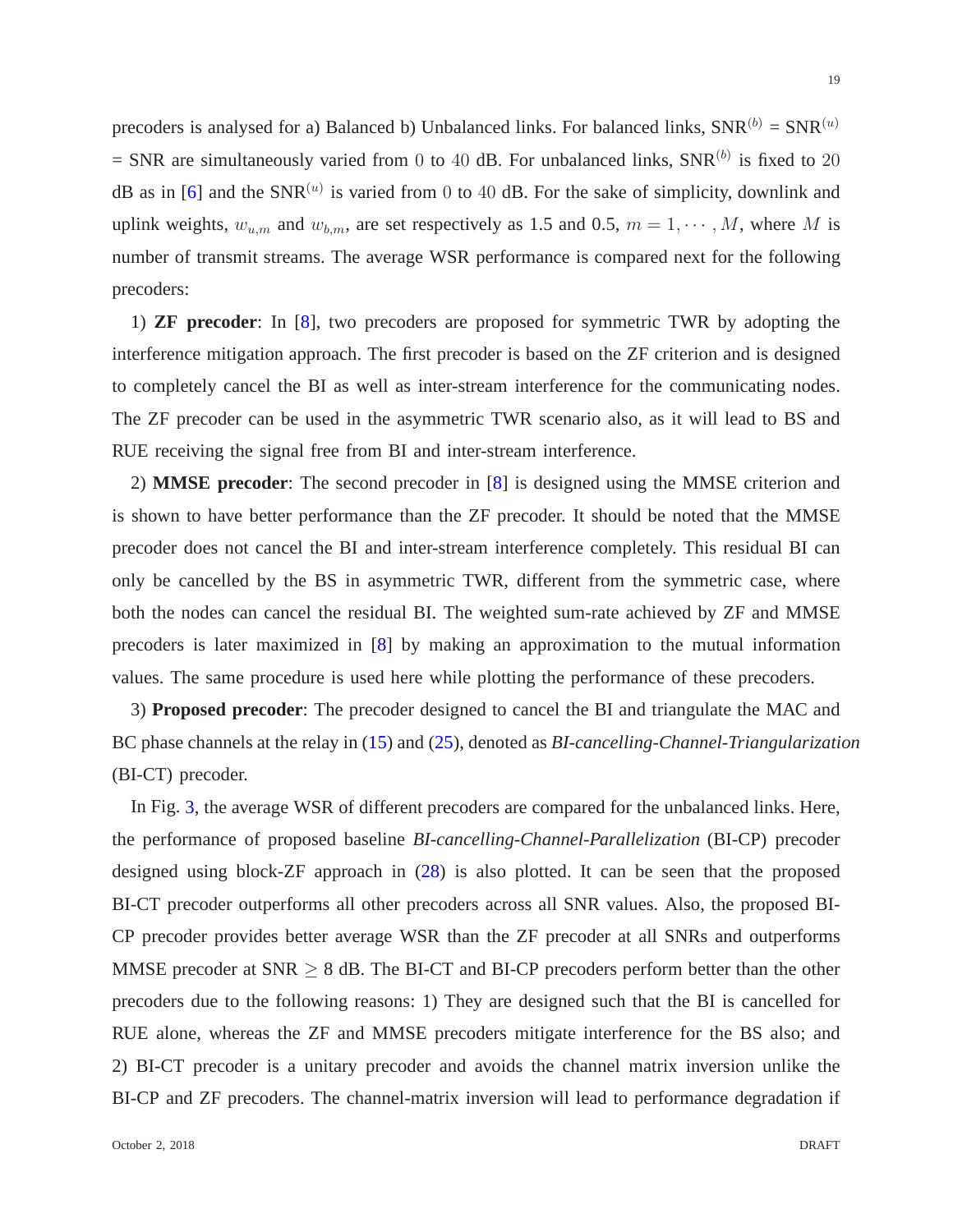precoders is analysed for a) Balanced b) Unbalanced links. For balanced links, $\text{SNR}^{(b)}$ = $\text{SNR}^{(u)}$ = SNR are simultaneously varied from $0$ to $40$ dB. For unbalanced links, $\text{SNR}^{(b)}$ is fixed to $20$ dB as in [6] and the $\text{SNR}^{(u)}$ is varied from $0$ to $40$ dB. For the sake of simplicity, downlink and uplink weights, $w_{u,m}$ and $w_{b,m}$, are set respectively as 1.5 and 0.5, $m = 1, \cdots, M$, where $M$ is number of transmit streams. The average WSR performance is compared next for the following precoders:

1) **ZF precoder**: In [8], two precoders are proposed for symmetric TWR by adopting the interference mitigation approach. The first precoder is based on the ZF criterion and is designed to completely cancel the BI as well as inter-stream interference for the communicating nodes. The ZF precoder can be used in the asymmetric TWR scenario also, as it will lead to BS and RUE receiving the signal free from BI and inter-stream interference.

2) **MMSE precoder**: The second precoder in [8] is designed using the MMSE criterion and is shown to have better performance than the ZF precoder. It should be noted that the MMSE precoder does not cancel the BI and inter-stream interference completely. This residual BI can only be cancelled by the BS in asymmetric TWR, different from the symmetric case, where both the nodes can cancel the residual BI. The weighted sum-rate achieved by ZF and MMSE precoders is later maximized in [8] by making an approximation to the mutual information values. The same procedure is used here while plotting the performance of these precoders.

3) **Proposed precoder**: The precoder designed to cancel the BI and triangulate the MAC and BC phase channels at the relay in (15) and (25), denoted as *BI-cancelling-Channel-Triangularization* (BI-CT) precoder.

In Fig. 3, the average WSR of different precoders are compared for the unbalanced links. Here, the performance of proposed baseline *BI-cancelling-Channel-Parallelization* (BI-CP) precoder designed using block-ZF approach in (28) is also plotted. It can be seen that the proposed BI-CT precoder outperforms all other precoders across all SNR values. Also, the proposed BI-CP precoder provides better average WSR than the ZF precoder at all SNRs and outperforms MMSE precoder at SNR $\geq$ 8 dB. The BI-CT and BI-CP precoders perform better than the other precoders due to the following reasons: 1) They are designed such that the BI is cancelled for RUE alone, whereas the ZF and MMSE precoders mitigate interference for the BS also; and 2) BI-CT precoder is a unitary precoder and avoids the channel matrix inversion unlike the BI-CP and ZF precoders. The channel-matrix inversion will lead to performance degradation if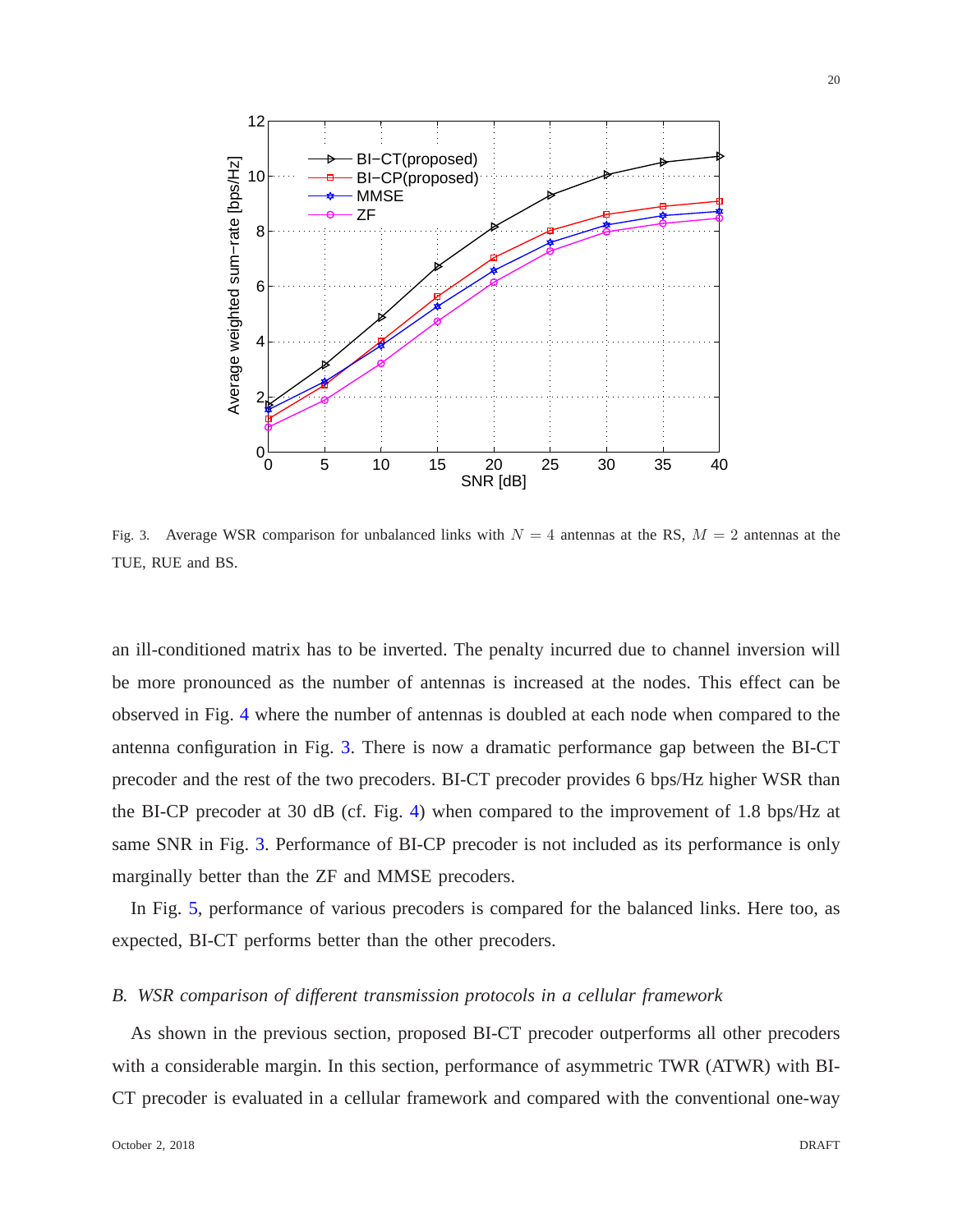Fig. 3. Average WSR comparison for unbalanced links with $N = 4$ antennas at the RS, $M = 2$ antennas at the TUE, RUE and BS.

an ill-conditioned matrix has to be inverted. The penalty incurred due to channel inversion will be more pronounced as the number of antennas is increased at the nodes. This effect can be observed in Fig. 4 where the number of antennas is doubled at each node when compared to the antenna configuration in Fig. 3. There is now a dramatic performance gap between the BI-CT precoder and the rest of the two precoders. BI-CT precoder provides 6 bps/Hz higher WSR than the BI-CP precoder at 30 dB (cf. Fig. 4) when compared to the improvement of 1.8 bps/Hz at same SNR in Fig. 3. Performance of BI-CP precoder is not included as its performance is only marginally better than the ZF and MMSE precoders.

In Fig. 5, performance of various precoders is compared for the balanced links. Here too, as expected, BI-CT performs better than the other precoders.

### *B. WSR comparison of different transmission protocols in a cellular framework*

As shown in the previous section, proposed BI-CT precoder outperforms all other precoders with a considerable margin. In this section, performance of asymmetric TWR (ATWR) with BI-CT precoder is evaluated in a cellular framework and compared with the conventional one-way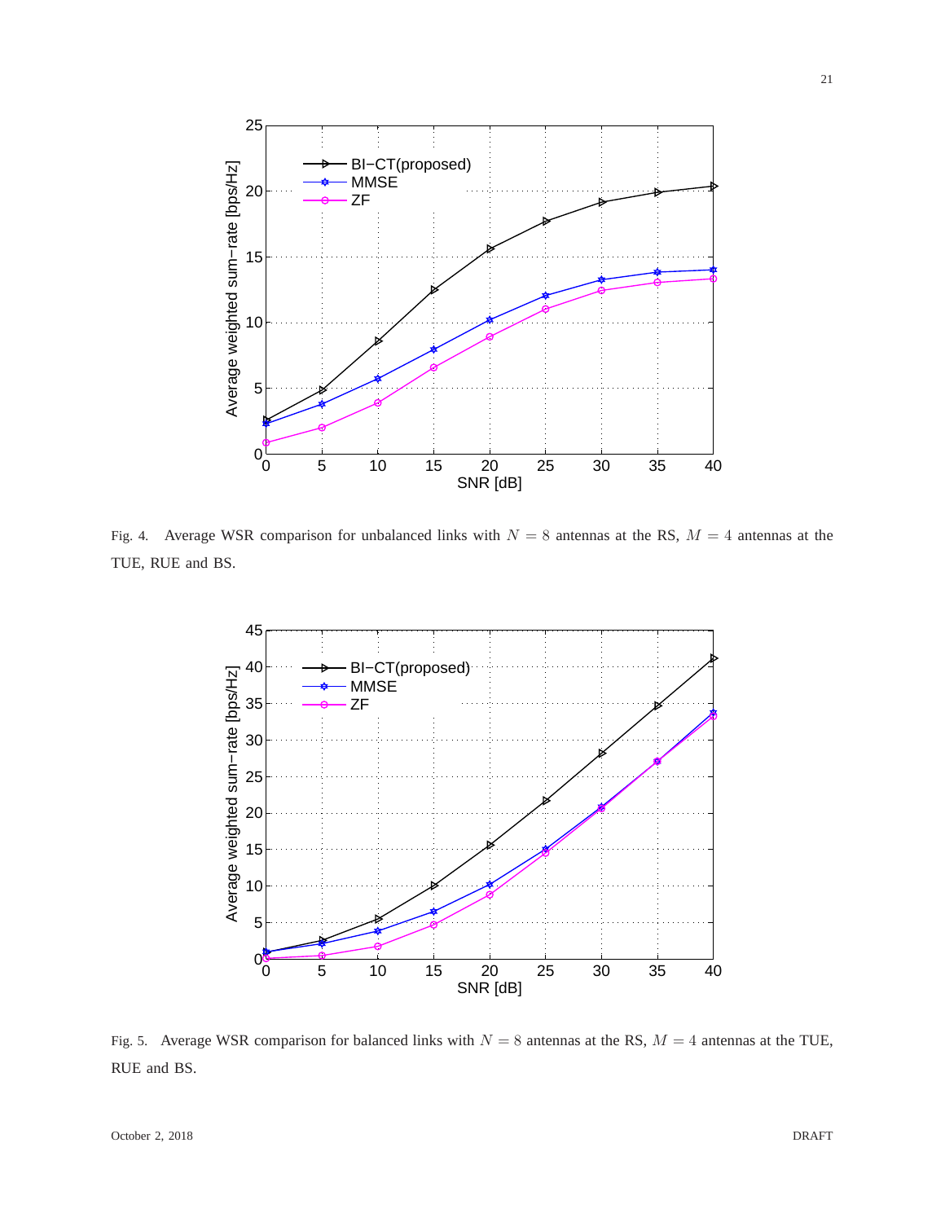Fig. 4. Average WSR comparison for unbalanced links with $N = 8$ antennas at the RS, $M = 4$ antennas at the TUE, RUE and BS.

Fig. 5. Average WSR comparison for balanced links with $N = 8$ antennas at the RS, $M = 4$ antennas at the TUE, RUE and BS.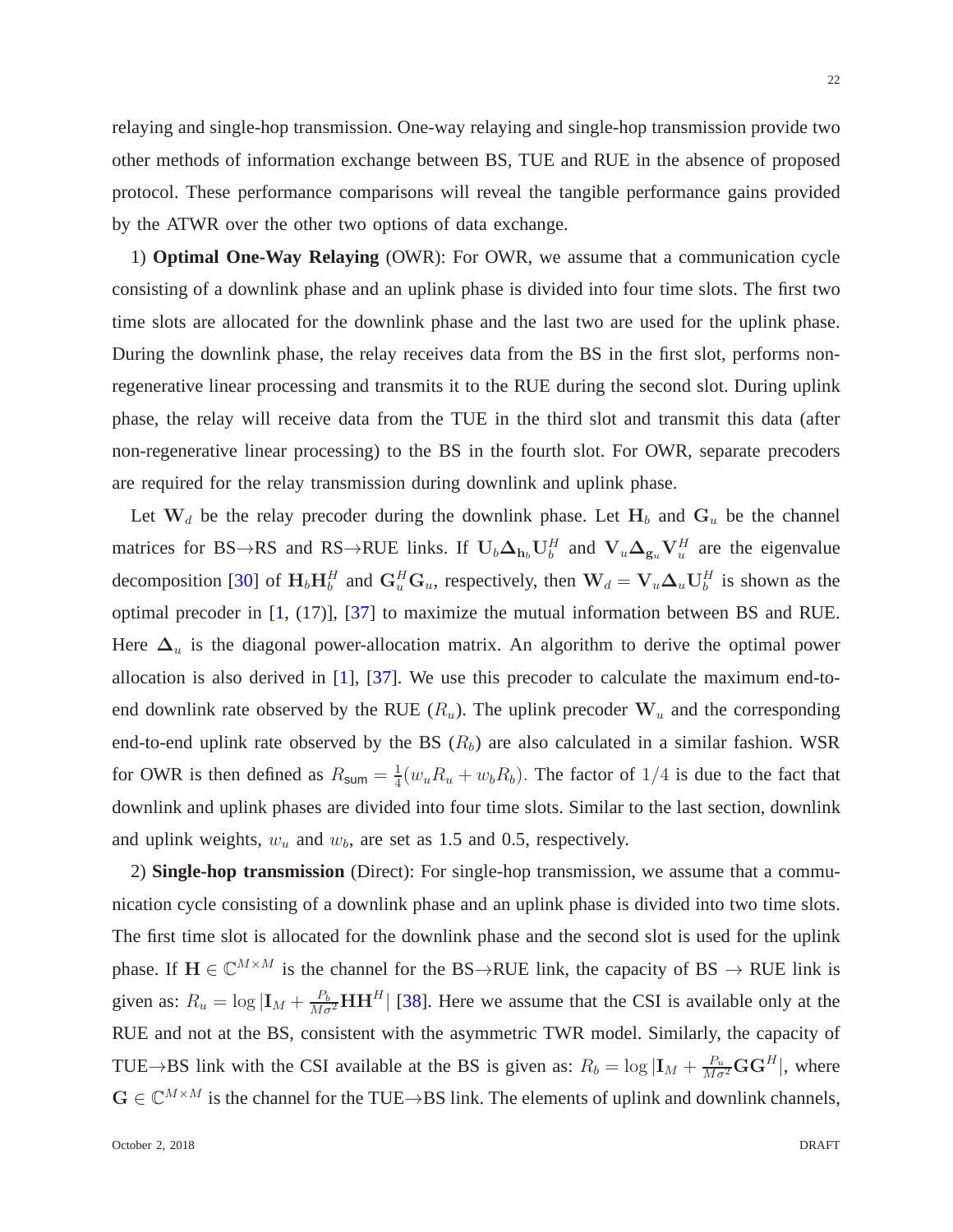relaying and single-hop transmission. One-way relaying and single-hop transmission provide two other methods of information exchange between BS, TUE and RUE in the absence of proposed protocol. These performance comparisons will reveal the tangible performance gains provided by the ATWR over the other two options of data exchange.

1) **Optimal One-Way Relaying** (OWR): For OWR, we assume that a communication cycle consisting of a downlink phase and an uplink phase is divided into four time slots. The first two time slots are allocated for the downlink phase and the last two are used for the uplink phase. During the downlink phase, the relay receives data from the BS in the first slot, performs non-regenerative linear processing and transmits it to the RUE during the second slot. During uplink phase, the relay will receive data from the TUE in the third slot and transmit this data (after non-regenerative linear processing) to the BS in the fourth slot. For OWR, separate precoders are required for the relay transmission during downlink and uplink phase.

Let $\mathbf{W}_d$ be the relay precoder during the downlink phase. Let $\mathbf{H}_b$ and $\mathbf{G}_u$ be the channel matrices for BS→RS and RS→RUE links. If $\mathbf{U}_b \mathbf{\Delta}_{\mathbf{h}_b} \mathbf{U}_b^H$ and $\mathbf{V}_u \mathbf{\Delta}_{\mathbf{g}_u} \mathbf{V}_u^H$ are the eigenvalue decomposition [30] of $\mathbf{H}_b \mathbf{H}_b^H$ and $\mathbf{G}_u^H \mathbf{G}_u$, respectively, then $\mathbf{W}_d = \mathbf{V}_u \mathbf{\Delta}_u \mathbf{U}_b^H$ is shown as the optimal precoder in [1, (17)], [37] to maximize the mutual information between BS and RUE. Here $\mathbf{\Delta}_u$ is the diagonal power-allocation matrix. An algorithm to derive the optimal power allocation is also derived in [1], [37]. We use this precoder to calculate the maximum end-to-end downlink rate observed by the RUE ($R_u$). The uplink precoder $\mathbf{W}_u$ and the corresponding end-to-end uplink rate observed by the BS ($R_b$) are also calculated in a similar fashion. WSR for OWR is then defined as $R_{\text{sum}} = \frac{1}{4}(w_u R_u + w_b R_b)$. The factor of $1/4$ is due to the fact that downlink and uplink phases are divided into four time slots. Similar to the last section, downlink and uplink weights, $w_u$ and $w_b$, are set as 1.5 and 0.5, respectively.

2) **Single-hop transmission** (Direct): For single-hop transmission, we assume that a communication cycle consisting of a downlink phase and an uplink phase is divided into two time slots. The first time slot is allocated for the downlink phase and the second slot is used for the uplink phase. If $\mathbf{H} \in \mathbb{C}^{M \times M}$ is the channel for the BS→RUE link, the capacity of BS → RUE link is given as: $R_u = \log |\mathbf{I}_M + \frac{P_b}{M\sigma^2} \mathbf{H}\mathbf{H}^H|$ [38]. Here we assume that the CSI is available only at the RUE and not at the BS, consistent with the asymmetric TWR model. Similarly, the capacity of TUE→BS link with the CSI available at the BS is given as: $R_b = \log |\mathbf{I}_M + \frac{P_u}{M\sigma^2} \mathbf{G}\mathbf{G}^H|$, where $\mathbf{G} \in \mathbb{C}^{M \times M}$ is the channel for the TUE→BS link. The elements of uplink and downlink channels,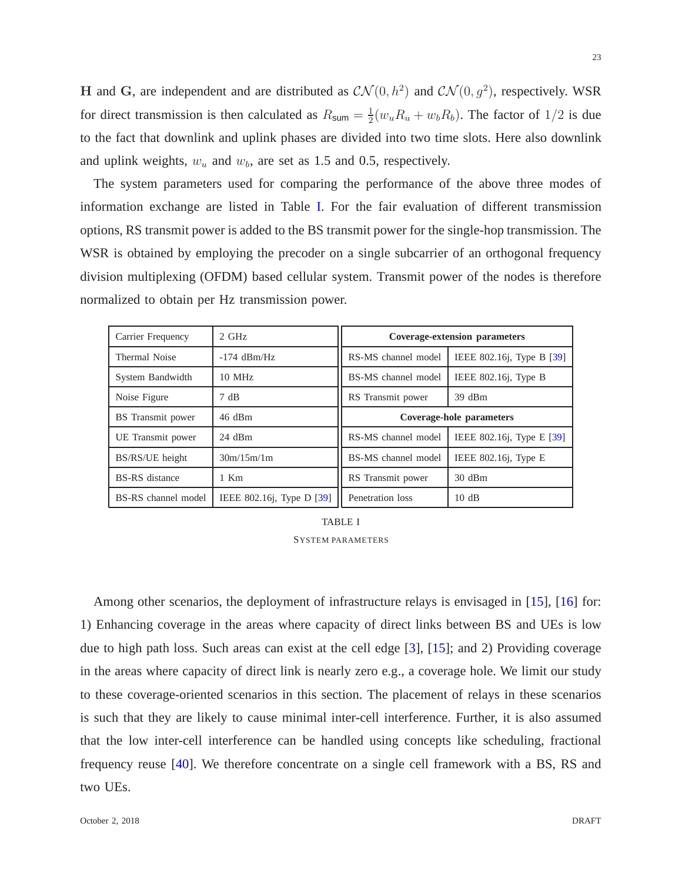$\mathbf{H}$ and $\mathbf{G}$, are independent and are distributed as $\mathcal{CN}(0, h^2)$ and $\mathcal{CN}(0, g^2)$, respectively. WSR for direct transmission is then calculated as $R_{\text{sum}} = \frac{1}{2}(w_u R_u + w_b R_b)$. The factor of $1/2$ is due to the fact that downlink and uplink phases are divided into two time slots. Here also downlink and uplink weights, $w_u$ and $w_b$, are set as 1.5 and 0.5, respectively.

The system parameters used for comparing the performance of the above three modes of information exchange are listed in Table I. For the fair evaluation of different transmission options, RS transmit power is added to the BS transmit power for the single-hop transmission. The WSR is obtained by employing the precoder on a single subcarrier of an orthogonal frequency division multiplexing (OFDM) based cellular system. Transmit power of the nodes is therefore normalized to obtain per Hz transmission power.

| Carrier Frequency | 2 GHz | **Coverage-extension parameters** | |
|---|---|---|---|
| Thermal Noise | -174 dBm/Hz | RS-MS channel model | IEEE 802.16j, Type B [39] |
| System Bandwidth | 10 MHz | BS-MS channel model | IEEE 802.16j, Type B |
| Noise Figure | 7 dB | RS Transmit power | 39 dBm |
| BS Transmit power | 46 dBm | **Coverage-hole parameters** | |
| UE Transmit power | 24 dBm | RS-MS channel model | IEEE 802.16j, Type E [39] |
| BS/RS/UE height | 30m/15m/1m | BS-MS channel model | IEEE 802.16j, Type E |
| BS-RS distance | 1 Km | RS Transmit power | 30 dBm |
| BS-RS channel model | IEEE 802.16j, Type D [39] | Penetration loss | 10 dB |

TABLE I

SYSTEM PARAMETERS

Among other scenarios, the deployment of infrastructure relays is envisaged in [15], [16] for: 1) Enhancing coverage in the areas where capacity of direct links between BS and UEs is low due to high path loss. Such areas can exist at the cell edge [3], [15]; and 2) Providing coverage in the areas where capacity of direct link is nearly zero e.g., a coverage hole. We limit our study to these coverage-oriented scenarios in this section. The placement of relays in these scenarios is such that they are likely to cause minimal inter-cell interference. Further, it is also assumed that the low inter-cell interference can be handled using concepts like scheduling, fractional frequency reuse [40]. We therefore concentrate on a single cell framework with a BS, RS and two UEs.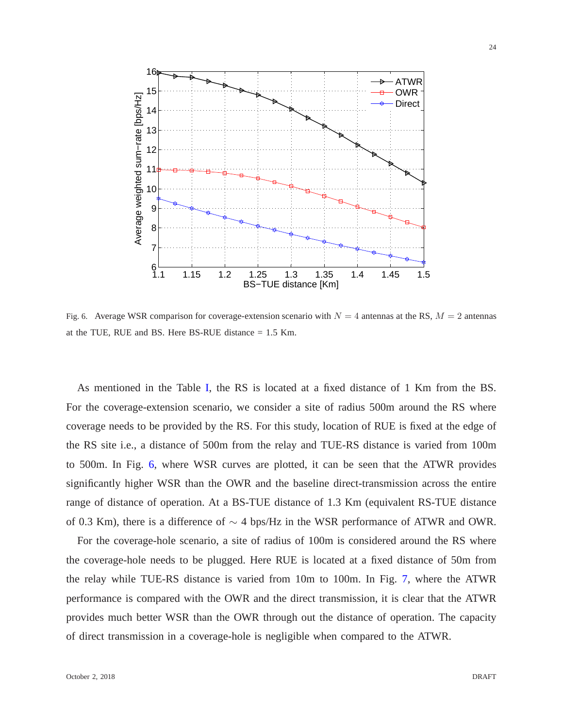Fig. 6. Average WSR comparison for coverage-extension scenario with $N = 4$ antennas at the RS, $M = 2$ antennas at the TUE, RUE and BS. Here BS-RUE distance = 1.5 Km.

As mentioned in the Table I, the RS is located at a fixed distance of 1 Km from the BS. For the coverage-extension scenario, we consider a site of radius 500m around the RS where coverage needs to be provided by the RS. For this study, location of RUE is fixed at the edge of the RS site i.e., a distance of 500m from the relay and TUE-RS distance is varied from 100m to 500m. In Fig. 6, where WSR curves are plotted, it can be seen that the ATWR provides significantly higher WSR than the OWR and the baseline direct-transmission across the entire range of distance of operation. At a BS-TUE distance of 1.3 Km (equivalent RS-TUE distance of 0.3 Km), there is a difference of $\sim 4$ bps/Hz in the WSR performance of ATWR and OWR.

For the coverage-hole scenario, a site of radius of 100m is considered around the RS where the coverage-hole needs to be plugged. Here RUE is located at a fixed distance of 50m from the relay while TUE-RS distance is varied from 10m to 100m. In Fig. 7, where the ATWR performance is compared with the OWR and the direct transmission, it is clear that the ATWR provides much better WSR than the OWR through out the distance of operation. The capacity of direct transmission in a coverage-hole is negligible when compared to the ATWR.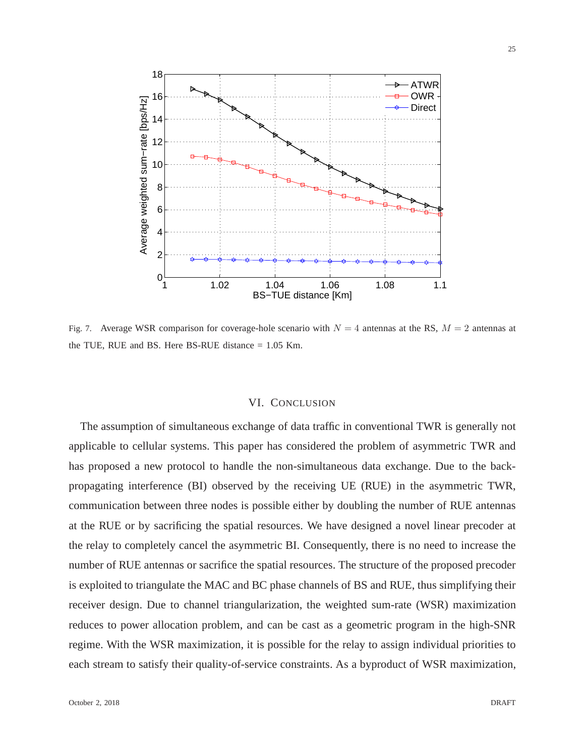Fig. 7. Average WSR comparison for coverage-hole scenario with $N = 4$ antennas at the RS, $M = 2$ antennas at the TUE, RUE and BS. Here BS-RUE distance = 1.05 Km.

## VI. Conclusion

The assumption of simultaneous exchange of data traffic in conventional TWR is generally not applicable to cellular systems. This paper has considered the problem of asymmetric TWR and has proposed a new protocol to handle the non-simultaneous data exchange. Due to the back-propagating interference (BI) observed by the receiving UE (RUE) in the asymmetric TWR, communication between three nodes is possible either by doubling the number of RUE antennas at the RUE or by sacrificing the spatial resources. We have designed a novel linear precoder at the relay to completely cancel the asymmetric BI. Consequently, there is no need to increase the number of RUE antennas or sacrifice the spatial resources. The structure of the proposed precoder is exploited to triangulate the MAC and BC phase channels of BS and RUE, thus simplifying their receiver design. Due to channel triangularization, the weighted sum-rate (WSR) maximization reduces to power allocation problem, and can be cast as a geometric program in the high-SNR regime. With the WSR maximization, it is possible for the relay to assign individual priorities to each stream to satisfy their quality-of-service constraints. As a byproduct of WSR maximization,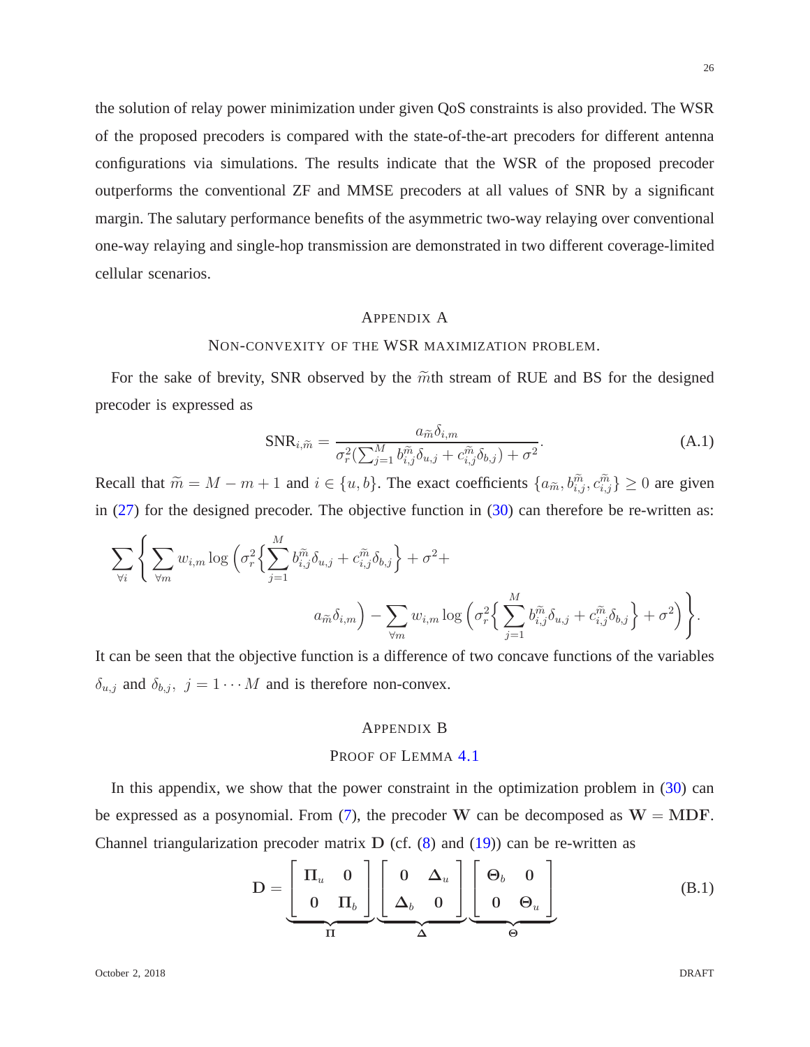the solution of relay power minimization under given QoS constraints is also provided. The WSR of the proposed precoders is compared with the state-of-the-art precoders for different antenna configurations via simulations. The results indicate that the WSR of the proposed precoder outperforms the conventional ZF and MMSE precoders at all values of SNR by a significant margin. The salutary performance benefits of the asymmetric two-way relaying over conventional one-way relaying and single-hop transmission are demonstrated in two different coverage-limited cellular scenarios.

## Appendix A
## Non-convexity of the WSR maximization problem.

For the sake of brevity, SNR observed by the $\widetilde{m}$th stream of RUE and BS for the designed precoder is expressed as

$$\text{SNR}_{i,\widetilde{m}} = \frac{a_{\widetilde{m}}\delta_{i,m}}{\sigma_r^2(\sum_{j=1}^{M} b_{i,j}^{\widetilde{m}}\delta_{u,j} + c_{i,j}^{\widetilde{m}}\delta_{b,j}) + \sigma^2}. \tag{A.1}$$

Recall that $\widetilde{m} = M - m + 1$ and $i \in \{u, b\}$. The exact coefficients $\{a_{\widetilde{m}}, b_{i,j}^{\widetilde{m}}, c_{i,j}^{\widetilde{m}}\} \geq 0$ are given in (27) for the designed precoder. The objective function in (30) can therefore be re-written as:

$$\sum_{\forall i}\Bigg\{\sum_{\forall m} w_{i,m}\log\Bigg(\sigma_r^2\Big\{\sum_{j=1}^{M} b_{i,j}^{\widetilde{m}}\delta_{u,j} + c_{i,j}^{\widetilde{m}}\delta_{b,j}\Big\} + \sigma^2 + a_{\widetilde{m}}\delta_{i,m}\Bigg) - \sum_{\forall m} w_{i,m}\log\Bigg(\sigma_r^2\Big\{\sum_{j=1}^{M} b_{i,j}^{\widetilde{m}}\delta_{u,j} + c_{i,j}^{\widetilde{m}}\delta_{b,j}\Big\} + \sigma^2\Bigg)\Bigg\}.$$

It can be seen that the objective function is a difference of two concave functions of the variables $\delta_{u,j}$ and $\delta_{b,j},\ j = 1\cdots M$ and is therefore non-convex.

## Appendix B
## Proof of Lemma 4.1

In this appendix, we show that the power constraint in the optimization problem in (30) can be expressed as a posynomial. From (7), the precoder $\mathbf{W}$ can be decomposed as $\mathbf{W} = \mathbf{MDF}$. Channel triangularization precoder matrix $\mathbf{D}$ (cf. (8) and (19)) can be re-written as

$$\mathbf{D} = \underbrace{\begin{bmatrix} \mathbf{\Pi}_u & \mathbf{0} \\ \mathbf{0} & \mathbf{\Pi}_b \end{bmatrix}}_{\mathbf{\Pi}} \underbrace{\begin{bmatrix} \mathbf{0} & \mathbf{\Delta}_u \\ \mathbf{\Delta}_b & \mathbf{0} \end{bmatrix}}_{\mathbf{\Delta}} \underbrace{\begin{bmatrix} \mathbf{\Theta}_b & \mathbf{0} \\ \mathbf{0} & \mathbf{\Theta}_u \end{bmatrix}}_{\mathbf{\Theta}} \tag{B.1}$$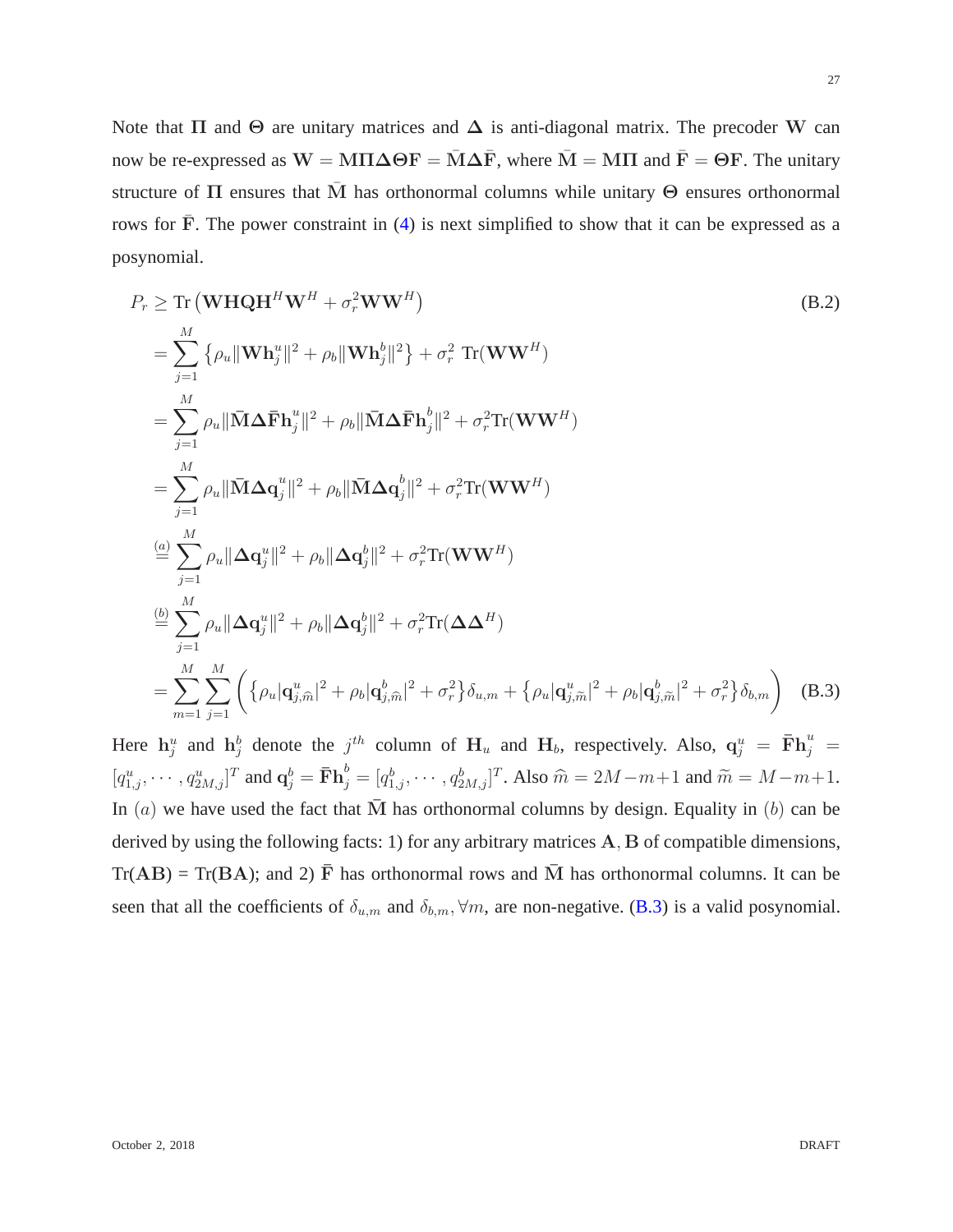Note that $\mathbf{\Pi}$ and $\mathbf{\Theta}$ are unitary matrices and $\mathbf{\Delta}$ is anti-diagonal matrix. The precoder $\mathbf{W}$ can now be re-expressed as $\mathbf{W} = \mathbf{M}\mathbf{\Pi}\mathbf{\Delta}\mathbf{\Theta}\mathbf{F} = \bar{\mathbf{M}}\mathbf{\Delta}\bar{\mathbf{F}}$, where $\bar{\mathbf{M}} = \mathbf{M}\mathbf{\Pi}$ and $\bar{\mathbf{F}} = \mathbf{\Theta}\mathbf{F}$. The unitary structure of $\mathbf{\Pi}$ ensures that $\bar{\mathbf{M}}$ has orthonormal columns while unitary $\mathbf{\Theta}$ ensures orthonormal rows for $\bar{\mathbf{F}}$. The power constraint in (4) is next simplified to show that it can be expressed as a posynomial.

$$
\begin{aligned}
P_r &\geq \text{Tr}\left(\mathbf{W}\mathbf{H}\mathbf{Q}\mathbf{H}^H\mathbf{W}^H + \sigma_r^2\mathbf{W}\mathbf{W}^H\right) && \text{(B.2)}\\
&= \sum_{j=1}^{M}\left\{\rho_u\|\mathbf{W}\mathbf{h}_j^u\|^2 + \rho_b\|\mathbf{W}\mathbf{h}_j^b\|^2\right\} + \sigma_r^2\ \text{Tr}(\mathbf{W}\mathbf{W}^H)\\
&= \sum_{j=1}^{M}\rho_u\|\bar{\mathbf{M}}\mathbf{\Delta}\bar{\mathbf{F}}\mathbf{h}_j^u\|^2 + \rho_b\|\bar{\mathbf{M}}\mathbf{\Delta}\bar{\mathbf{F}}\mathbf{h}_j^b\|^2 + \sigma_r^2\text{Tr}(\mathbf{W}\mathbf{W}^H)\\
&= \sum_{j=1}^{M}\rho_u\|\bar{\mathbf{M}}\mathbf{\Delta}\mathbf{q}_j^u\|^2 + \rho_b\|\bar{\mathbf{M}}\mathbf{\Delta}\mathbf{q}_j^b\|^2 + \sigma_r^2\text{Tr}(\mathbf{W}\mathbf{W}^H)\\
&\overset{(a)}{=} \sum_{j=1}^{M}\rho_u\|\mathbf{\Delta}\mathbf{q}_j^u\|^2 + \rho_b\|\mathbf{\Delta}\mathbf{q}_j^b\|^2 + \sigma_r^2\text{Tr}(\mathbf{W}\mathbf{W}^H)\\
&\overset{(b)}{=} \sum_{j=1}^{M}\rho_u\|\mathbf{\Delta}\mathbf{q}_j^u\|^2 + \rho_b\|\mathbf{\Delta}\mathbf{q}_j^b\|^2 + \sigma_r^2\text{Tr}(\mathbf{\Delta}\mathbf{\Delta}^H)\\
&= \sum_{m=1}^{M}\sum_{j=1}^{M}\left(\left\{\rho_u|\mathbf{q}_{j,\widehat{m}}^u|^2 + \rho_b|\mathbf{q}_{j,\widehat{m}}^b|^2 + \sigma_r^2\right\}\delta_{u,m} + \left\{\rho_u|\mathbf{q}_{j,\widetilde{m}}^u|^2 + \rho_b|\mathbf{q}_{j,\widetilde{m}}^b|^2 + \sigma_r^2\right\}\delta_{b,m}\right) && \text{(B.3)}
\end{aligned}
$$

Here $\mathbf{h}_j^u$ and $\mathbf{h}_j^b$ denote the $j^{th}$ column of $\mathbf{H}_u$ and $\mathbf{H}_b$, respectively. Also, $\mathbf{q}_j^u = \bar{\mathbf{F}}\mathbf{h}_j^u = [q_{1,j}^u, \cdots, q_{2M,j}^u]^T$ and $\mathbf{q}_j^b = \bar{\mathbf{F}}\mathbf{h}_j^b = [q_{1,j}^b, \cdots, q_{2M,j}^b]^T$. Also $\widehat{m} = 2M - m + 1$ and $\widetilde{m} = M - m + 1$. In $(a)$ we have used the fact that $\bar{\mathbf{M}}$ has orthonormal columns by design. Equality in $(b)$ can be derived by using the following facts: 1) for any arbitrary matrices $\mathbf{A}, \mathbf{B}$ of compatible dimensions, Tr($\mathbf{AB}$) = Tr($\mathbf{BA}$); and 2) $\bar{\mathbf{F}}$ has orthonormal rows and $\bar{\mathbf{M}}$ has orthonormal columns. It can be seen that all the coefficients of $\delta_{u,m}$ and $\delta_{b,m}, \forall m$, are non-negative. (B.3) is a valid posynomial.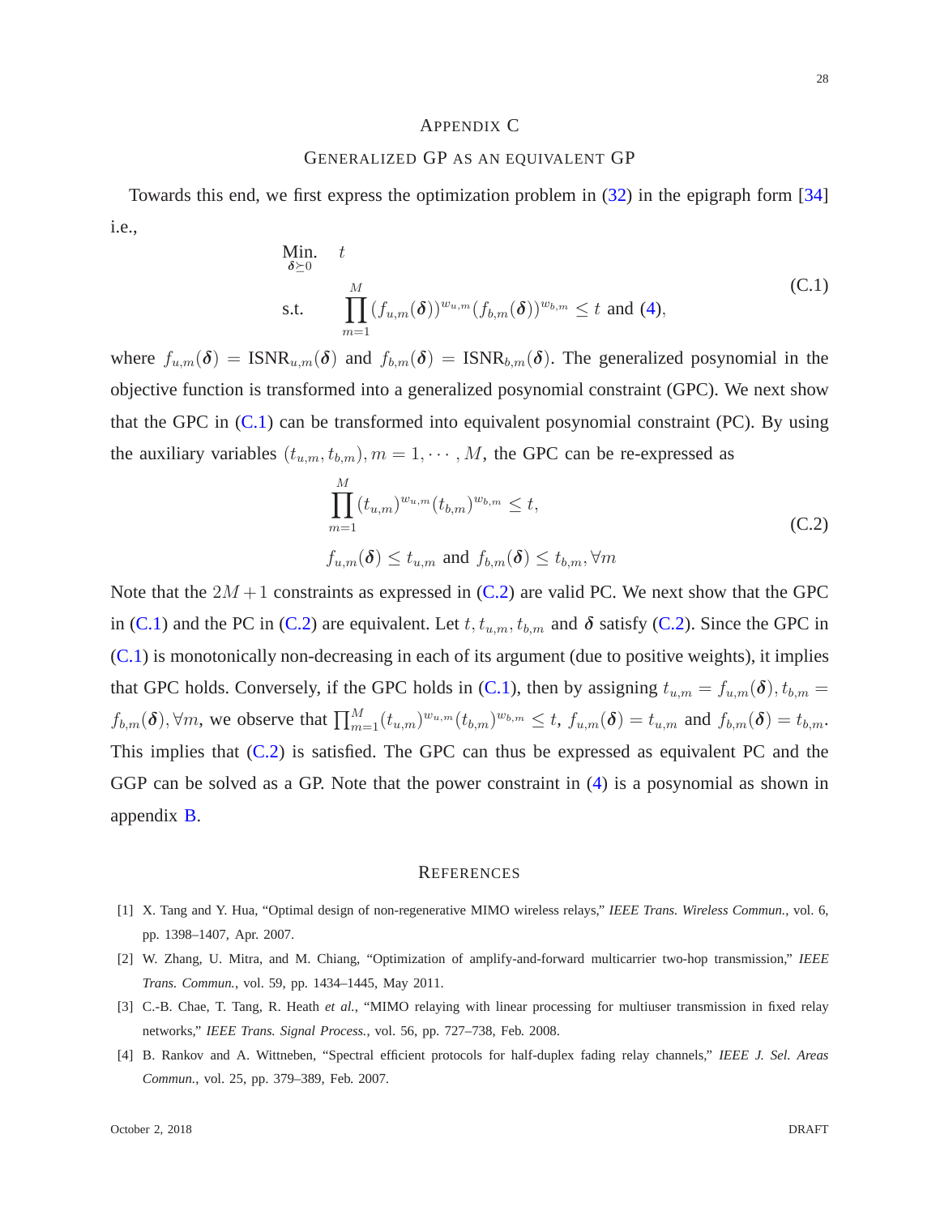## APPENDIX C

## GENERALIZED GP AS AN EQUIVALENT GP

Towards this end, we first express the optimization problem in (32) in the epigraph form [34] i.e.,

$$
\begin{aligned}
\underset{\boldsymbol{\delta} \succeq 0}{\text{Min.}} \quad & t \\
\text{s.t.} \quad & \prod_{m=1}^{M} (f_{u,m}(\boldsymbol{\delta}))^{w_{u,m}} (f_{b,m}(\boldsymbol{\delta}))^{w_{b,m}} \leq t \text{ and } (4),
\end{aligned}
\tag{C.1}
$$

where $f_{u,m}(\boldsymbol{\delta}) = \text{ISNR}_{u,m}(\boldsymbol{\delta})$ and $f_{b,m}(\boldsymbol{\delta}) = \text{ISNR}_{b,m}(\boldsymbol{\delta})$. The generalized posynomial in the objective function is transformed into a generalized posynomial constraint (GPC). We next show that the GPC in (C.1) can be transformed into equivalent posynomial constraint (PC). By using the auxiliary variables $(t_{u,m}, t_{b,m}), m = 1, \cdots, M$, the GPC can be re-expressed as

$$
\begin{aligned}
& \prod_{m=1}^{M} (t_{u,m})^{w_{u,m}} (t_{b,m})^{w_{b,m}} \leq t, \\
& f_{u,m}(\boldsymbol{\delta}) \leq t_{u,m} \text{ and } f_{b,m}(\boldsymbol{\delta}) \leq t_{b,m}, \forall m
\end{aligned}
\tag{C.2}
$$

Note that the $2M+1$ constraints as expressed in (C.2) are valid PC. We next show that the GPC in (C.1) and the PC in (C.2) are equivalent. Let $t, t_{u,m}, t_{b,m}$ and $\boldsymbol{\delta}$ satisfy (C.2). Since the GPC in (C.1) is monotonically non-decreasing in each of its argument (due to positive weights), it implies that GPC holds. Conversely, if the GPC holds in (C.1), then by assigning $t_{u,m} = f_{u,m}(\boldsymbol{\delta}), t_{b,m} = f_{b,m}(\boldsymbol{\delta}), \forall m$, we observe that $\prod_{m=1}^{M} (t_{u,m})^{w_{u,m}} (t_{b,m})^{w_{b,m}} \leq t$, $f_{u,m}(\boldsymbol{\delta}) = t_{u,m}$ and $f_{b,m}(\boldsymbol{\delta}) = t_{b,m}$. This implies that (C.2) is satisfied. The GPC can thus be expressed as equivalent PC and the GGP can be solved as a GP. Note that the power constraint in (4) is a posynomial as shown in appendix B.

## REFERENCES

[1] X. Tang and Y. Hua, "Optimal design of non-regenerative MIMO wireless relays," *IEEE Trans. Wireless Commun.*, vol. 6, pp. 1398–1407, Apr. 2007.

[2] W. Zhang, U. Mitra, and M. Chiang, "Optimization of amplify-and-forward multicarrier two-hop transmission," *IEEE Trans. Commun.*, vol. 59, pp. 1434–1445, May 2011.

[3] C.-B. Chae, T. Tang, R. Heath *et al.*, "MIMO relaying with linear processing for multiuser transmission in fixed relay networks," *IEEE Trans. Signal Process.*, vol. 56, pp. 727–738, Feb. 2008.

[4] B. Rankov and A. Wittneben, "Spectral efficient protocols for half-duplex fading relay channels," *IEEE J. Sel. Areas Commun.*, vol. 25, pp. 379–389, Feb. 2007.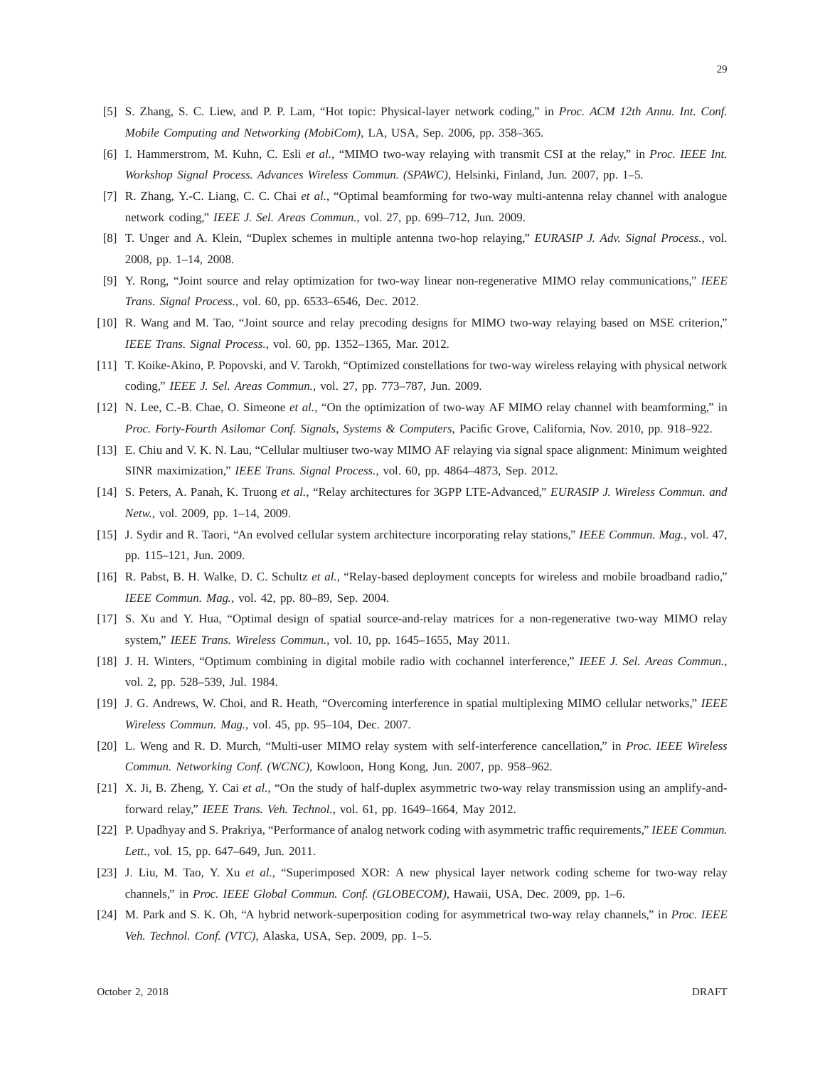[5] S. Zhang, S. C. Liew, and P. P. Lam, "Hot topic: Physical-layer network coding," in *Proc. ACM 12th Annu. Int. Conf. Mobile Computing and Networking (MobiCom)*, LA, USA, Sep. 2006, pp. 358–365.

[6] I. Hammerstrom, M. Kuhn, C. Esli *et al.*, "MIMO two-way relaying with transmit CSI at the relay," in *Proc. IEEE Int. Workshop Signal Process. Advances Wireless Commun. (SPAWC)*, Helsinki, Finland, Jun. 2007, pp. 1–5.

[7] R. Zhang, Y.-C. Liang, C. C. Chai *et al.*, "Optimal beamforming for two-way multi-antenna relay channel with analogue network coding," *IEEE J. Sel. Areas Commun.*, vol. 27, pp. 699–712, Jun. 2009.

[8] T. Unger and A. Klein, "Duplex schemes in multiple antenna two-hop relaying," *EURASIP J. Adv. Signal Process.*, vol. 2008, pp. 1–14, 2008.

[9] Y. Rong, "Joint source and relay optimization for two-way linear non-regenerative MIMO relay communications," *IEEE Trans. Signal Process.*, vol. 60, pp. 6533–6546, Dec. 2012.

[10] R. Wang and M. Tao, "Joint source and relay precoding designs for MIMO two-way relaying based on MSE criterion," *IEEE Trans. Signal Process.*, vol. 60, pp. 1352–1365, Mar. 2012.

[11] T. Koike-Akino, P. Popovski, and V. Tarokh, "Optimized constellations for two-way wireless relaying with physical network coding," *IEEE J. Sel. Areas Commun.*, vol. 27, pp. 773–787, Jun. 2009.

[12] N. Lee, C.-B. Chae, O. Simeone *et al.*, "On the optimization of two-way AF MIMO relay channel with beamforming," in *Proc. Forty-Fourth Asilomar Conf. Signals, Systems & Computers,* Pacific Grove, California, Nov. 2010, pp. 918–922.

[13] E. Chiu and V. K. N. Lau, "Cellular multiuser two-way MIMO AF relaying via signal space alignment: Minimum weighted SINR maximization," *IEEE Trans. Signal Process.*, vol. 60, pp. 4864–4873, Sep. 2012.

[14] S. Peters, A. Panah, K. Truong *et al.*, "Relay architectures for 3GPP LTE-Advanced," *EURASIP J. Wireless Commun. and Netw.*, vol. 2009, pp. 1–14, 2009.

[15] J. Sydir and R. Taori, "An evolved cellular system architecture incorporating relay stations," *IEEE Commun. Mag.*, vol. 47, pp. 115–121, Jun. 2009.

[16] R. Pabst, B. H. Walke, D. C. Schultz *et al.*, "Relay-based deployment concepts for wireless and mobile broadband radio," *IEEE Commun. Mag.*, vol. 42, pp. 80–89, Sep. 2004.

[17] S. Xu and Y. Hua, "Optimal design of spatial source-and-relay matrices for a non-regenerative two-way MIMO relay system," *IEEE Trans. Wireless Commun.*, vol. 10, pp. 1645–1655, May 2011.

[18] J. H. Winters, "Optimum combining in digital mobile radio with cochannel interference," *IEEE J. Sel. Areas Commun.*, vol. 2, pp. 528–539, Jul. 1984.

[19] J. G. Andrews, W. Choi, and R. Heath, "Overcoming interference in spatial multiplexing MIMO cellular networks," *IEEE Wireless Commun. Mag.*, vol. 45, pp. 95–104, Dec. 2007.

[20] L. Weng and R. D. Murch, "Multi-user MIMO relay system with self-interference cancellation," in *Proc. IEEE Wireless Commun. Networking Conf. (WCNC)*, Kowloon, Hong Kong, Jun. 2007, pp. 958–962.

[21] X. Ji, B. Zheng, Y. Cai *et al.*, "On the study of half-duplex asymmetric two-way relay transmission using an amplify-and-forward relay," *IEEE Trans. Veh. Technol.*, vol. 61, pp. 1649–1664, May 2012.

[22] P. Upadhyay and S. Prakriya, "Performance of analog network coding with asymmetric traffic requirements," *IEEE Commun. Lett.*, vol. 15, pp. 647–649, Jun. 2011.

[23] J. Liu, M. Tao, Y. Xu *et al.*, "Superimposed XOR: A new physical layer network coding scheme for two-way relay channels," in *Proc. IEEE Global Commun. Conf. (GLOBECOM)*, Hawaii, USA, Dec. 2009, pp. 1–6.

[24] M. Park and S. K. Oh, "A hybrid network-superposition coding for asymmetrical two-way relay channels," in *Proc. IEEE Veh. Technol. Conf. (VTC)*, Alaska, USA, Sep. 2009, pp. 1–5.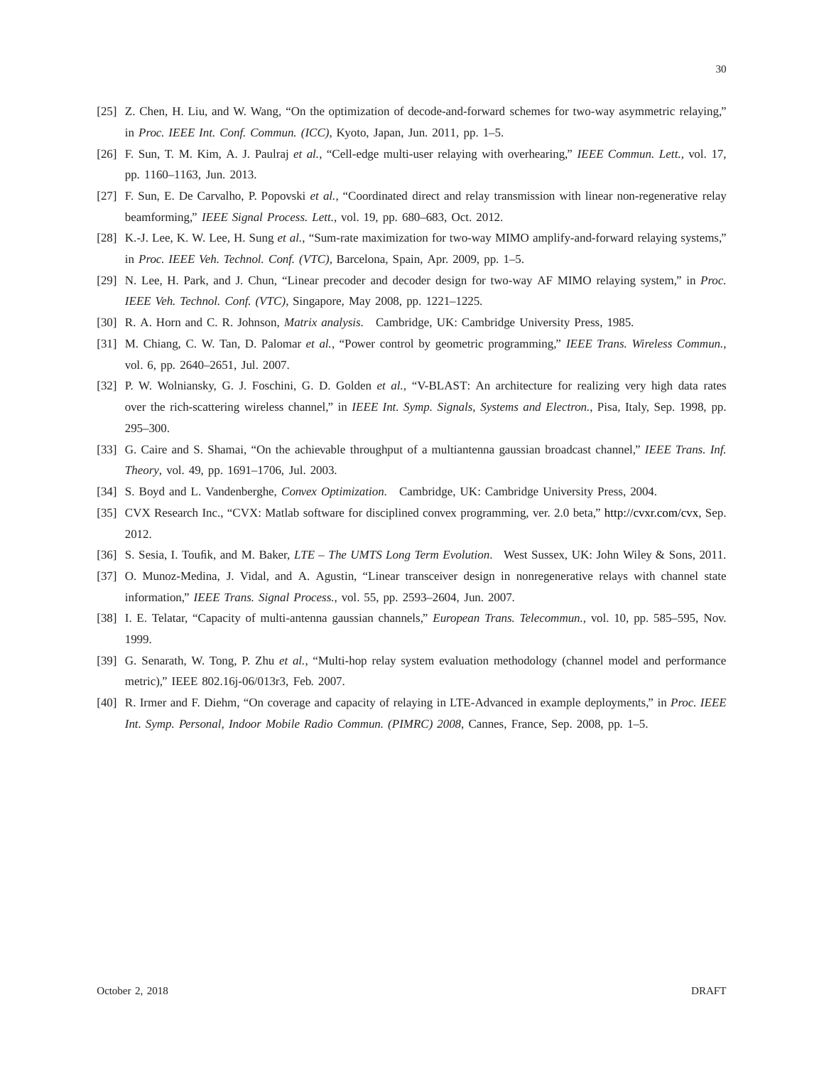[25] Z. Chen, H. Liu, and W. Wang, "On the optimization of decode-and-forward schemes for two-way asymmetric relaying," in *Proc. IEEE Int. Conf. Commun. (ICC)*, Kyoto, Japan, Jun. 2011, pp. 1–5.

[26] F. Sun, T. M. Kim, A. J. Paulraj *et al.*, "Cell-edge multi-user relaying with overhearing," *IEEE Commun. Lett.*, vol. 17, pp. 1160–1163, Jun. 2013.

[27] F. Sun, E. De Carvalho, P. Popovski *et al.*, "Coordinated direct and relay transmission with linear non-regenerative relay beamforming," *IEEE Signal Process. Lett.*, vol. 19, pp. 680–683, Oct. 2012.

[28] K.-J. Lee, K. W. Lee, H. Sung *et al.*, "Sum-rate maximization for two-way MIMO amplify-and-forward relaying systems," in *Proc. IEEE Veh. Technol. Conf. (VTC)*, Barcelona, Spain, Apr. 2009, pp. 1–5.

[29] N. Lee, H. Park, and J. Chun, "Linear precoder and decoder design for two-way AF MIMO relaying system," in *Proc. IEEE Veh. Technol. Conf. (VTC)*, Singapore, May 2008, pp. 1221–1225.

[30] R. A. Horn and C. R. Johnson, *Matrix analysis*. Cambridge, UK: Cambridge University Press, 1985.

[31] M. Chiang, C. W. Tan, D. Palomar *et al.*, "Power control by geometric programming," *IEEE Trans. Wireless Commun.*, vol. 6, pp. 2640–2651, Jul. 2007.

[32] P. W. Wolniansky, G. J. Foschini, G. D. Golden *et al.*, "V-BLAST: An architecture for realizing very high data rates over the rich-scattering wireless channel," in *IEEE Int. Symp. Signals, Systems and Electron.*, Pisa, Italy, Sep. 1998, pp. 295–300.

[33] G. Caire and S. Shamai, "On the achievable throughput of a multiantenna gaussian broadcast channel," *IEEE Trans. Inf. Theory*, vol. 49, pp. 1691–1706, Jul. 2003.

[34] S. Boyd and L. Vandenberghe, *Convex Optimization*. Cambridge, UK: Cambridge University Press, 2004.

[35] CVX Research Inc., "CVX: Matlab software for disciplined convex programming, ver. 2.0 beta," http://cvxr.com/cvx, Sep. 2012.

[36] S. Sesia, I. Toufik, and M. Baker, *LTE – The UMTS Long Term Evolution*. West Sussex, UK: John Wiley & Sons, 2011.

[37] O. Munoz-Medina, J. Vidal, and A. Agustin, "Linear transceiver design in nonregenerative relays with channel state information," *IEEE Trans. Signal Process.*, vol. 55, pp. 2593–2604, Jun. 2007.

[38] I. E. Telatar, "Capacity of multi-antenna gaussian channels," *European Trans. Telecommun.*, vol. 10, pp. 585–595, Nov. 1999.

[39] G. Senarath, W. Tong, P. Zhu *et al.*, "Multi-hop relay system evaluation methodology (channel model and performance metric)," IEEE 802.16j-06/013r3, Feb. 2007.

[40] R. Irmer and F. Diehm, "On coverage and capacity of relaying in LTE-Advanced in example deployments," in *Proc. IEEE Int. Symp. Personal, Indoor Mobile Radio Commun. (PIMRC) 2008*, Cannes, France, Sep. 2008, pp. 1–5.